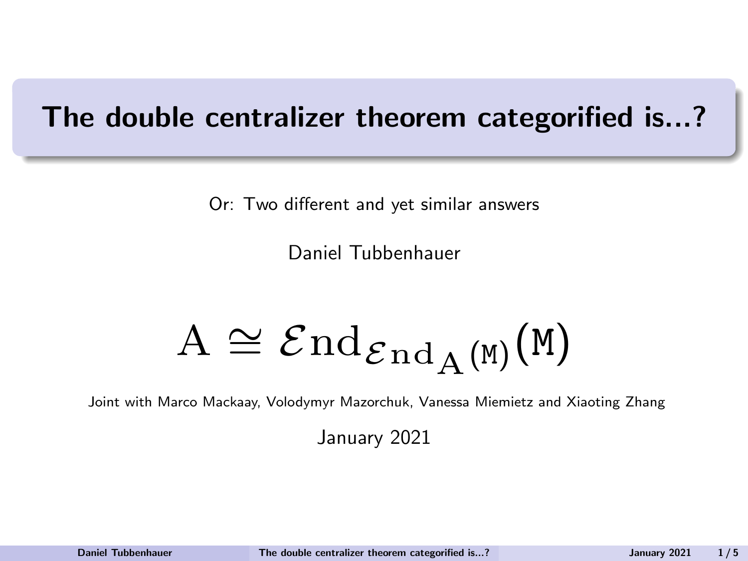# The double centralizer theorem categorified is...?

Or: Two different and yet similar answers

Daniel Tubbenhauer

$$\mathrm{A} \cong \mathcal{E}\mathrm{nd}_{\mathcal{E}\mathrm{nd}_{\mathrm{A}}(\mathtt{M})}(\mathtt{M})$$

Joint with Marco Mackaay, Volodymyr Mazorchuk, Vanessa Miemietz and Xiaoting Zhang

January 2021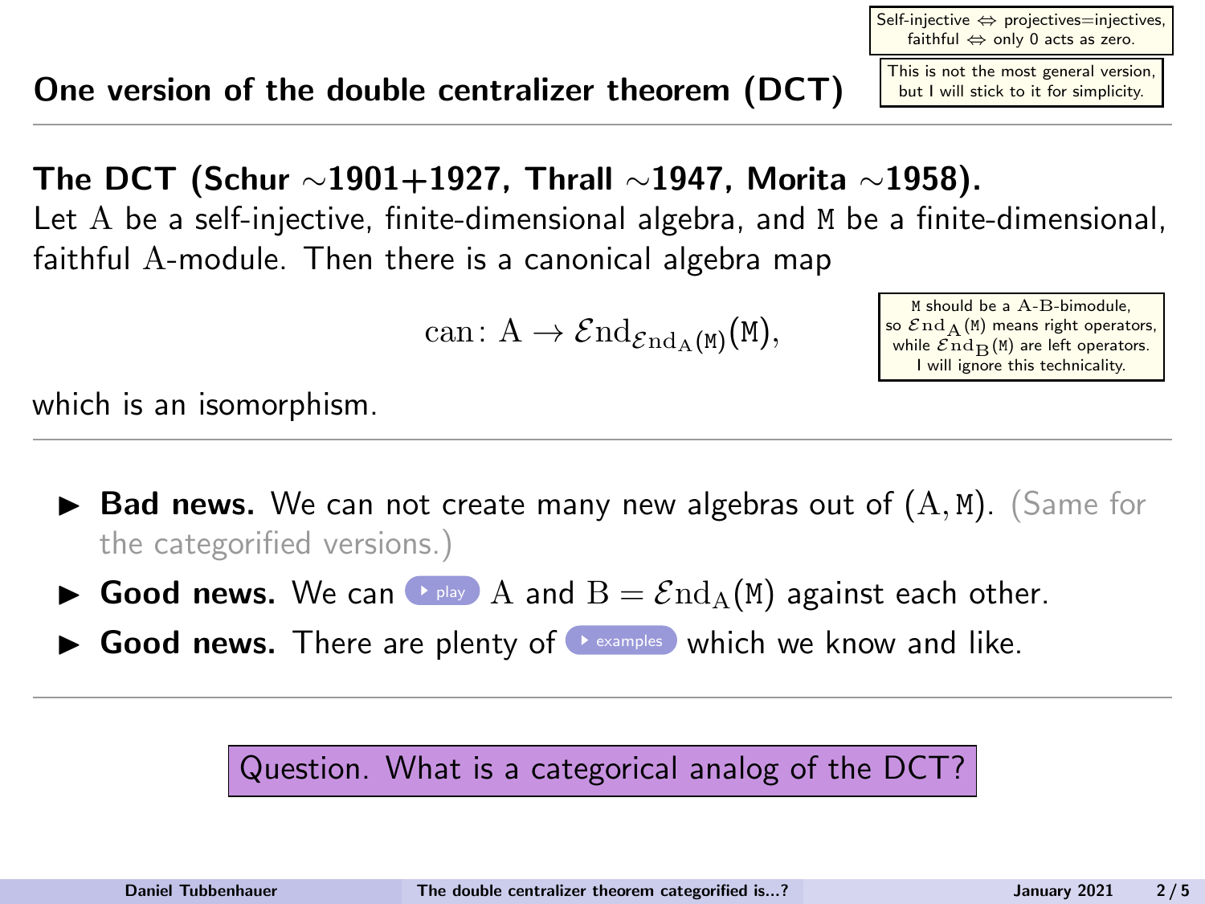## One version of the double centralizer theorem (DCT)

Self-injective ⇔ projectives=injectives, faithful ⇔ only 0 acts as zero.

This is not the most general version, but I will stick to it for simplicity.

---

**The DCT (Schur ∼1901+1927, Thrall ∼1947, Morita ∼1958).**
Let $\mathrm{A}$ be a self-injective, finite-dimensional algebra, and $\mathtt{M}$ be a finite-dimensional, faithful $\mathrm{A}$-module. Then there is a canonical algebra map

$$\mathrm{can}\colon \mathrm{A} \to \mathcal{E}\mathrm{nd}_{\mathcal{E}\mathrm{nd}_{\mathrm{A}}(\mathtt{M})}(\mathtt{M}),$$

$\mathtt{M}$ should be a $\mathrm{A}$-$\mathrm{B}$-bimodule, so $\mathcal{E}\mathrm{nd}_{\mathrm{A}}(\mathtt{M})$ means right operators, while $\mathcal{E}\mathrm{nd}_{\mathrm{B}}(\mathtt{M})$ are left operators. I will ignore this technicality.

which is an isomorphism.

---

- **Bad news.** We can not create many new algebras out of $(\mathrm{A}, \mathtt{M})$. (Same for the categorified versions.)
- **Good news.** We can play $\mathrm{A}$ and $\mathrm{B} = \mathcal{E}\mathrm{nd}_{\mathrm{A}}(\mathtt{M})$ against each other.
- **Good news.** There are plenty of examples which we know and like.

---

Question. What is a categorical analog of the DCT?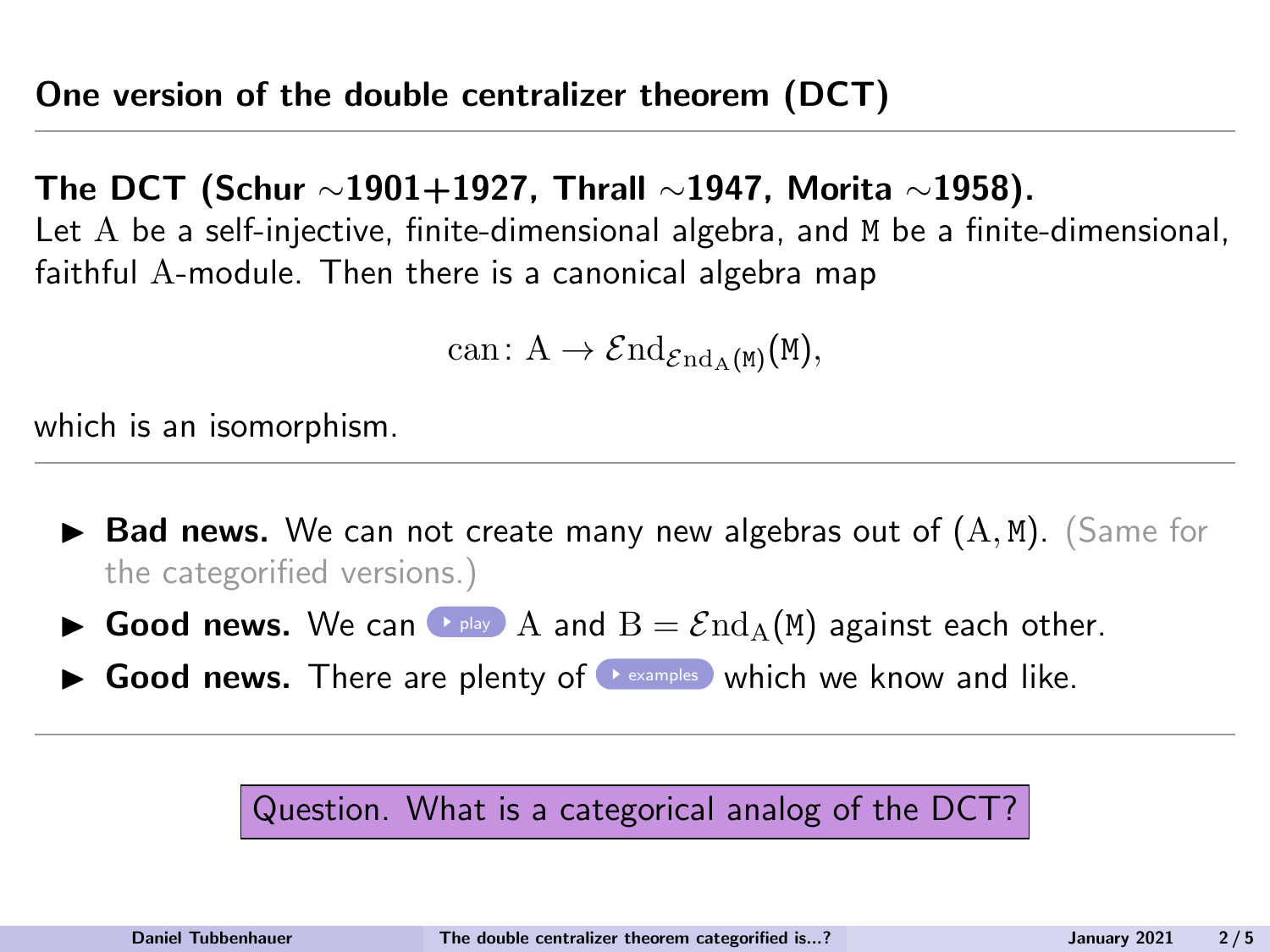## One version of the double centralizer theorem (DCT)

**The DCT (Schur ∼1901+1927, Thrall ∼1947, Morita ∼1958).**
Let $\mathrm{A}$ be a self-injective, finite-dimensional algebra, and $\mathtt{M}$ be a finite-dimensional, faithful $\mathrm{A}$-module. Then there is a canonical algebra map

$$\mathrm{can}\colon \mathrm{A} \to \mathcal{E}\mathrm{nd}_{\mathcal{E}\mathrm{nd}_{\mathrm{A}}(\mathtt{M})}(\mathtt{M}),$$

which is an isomorphism.

- **Bad news.** We can not create many new algebras out of $(\mathrm{A}, \mathtt{M})$. (Same for the categorified versions.)
- **Good news.** We can play $\mathrm{A}$ and $\mathrm{B} = \mathcal{E}\mathrm{nd}_{\mathrm{A}}(\mathtt{M})$ against each other.
- **Good news.** There are plenty of examples which we know and like.

Question. What is a categorical analog of the DCT?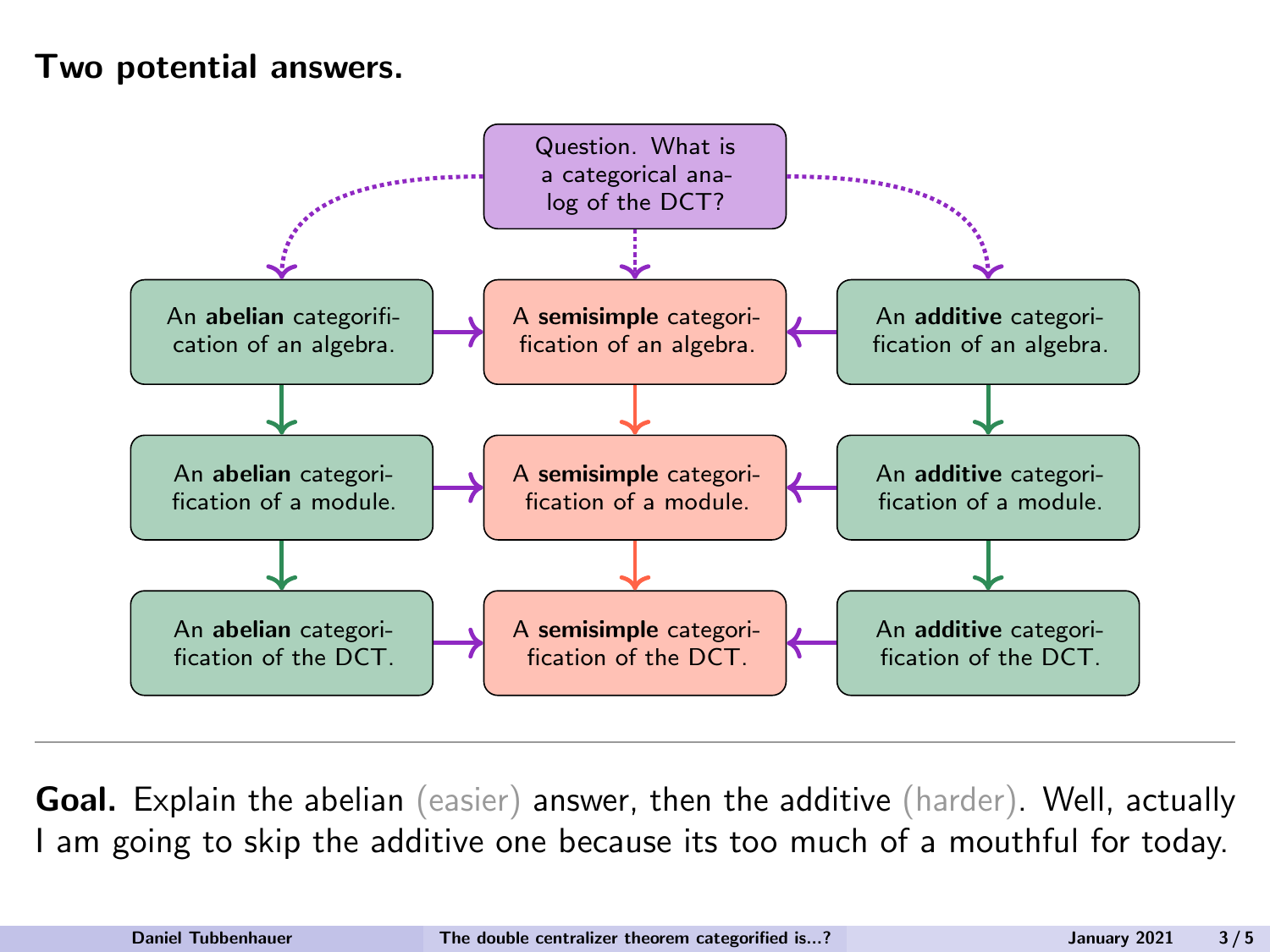**Two potential answers.**

Question. What is a categorical analog of the DCT?

| | | |
|---|---|---|
| An **abelian** categorification of an algebra. | A **semisimple** categorification of an algebra. | An **additive** categorification of an algebra. |
| An **abelian** categorification of a module. | A **semisimple** categorification of a module. | An **additive** categorification of a module. |
| An **abelian** categorification of the DCT. | A **semisimple** categorification of the DCT. | An **additive** categorification of the DCT. |

---

**Goal.** Explain the abelian (easier) answer, then the additive (harder). Well, actually I am going to skip the additive one because its too much of a mouthful for today.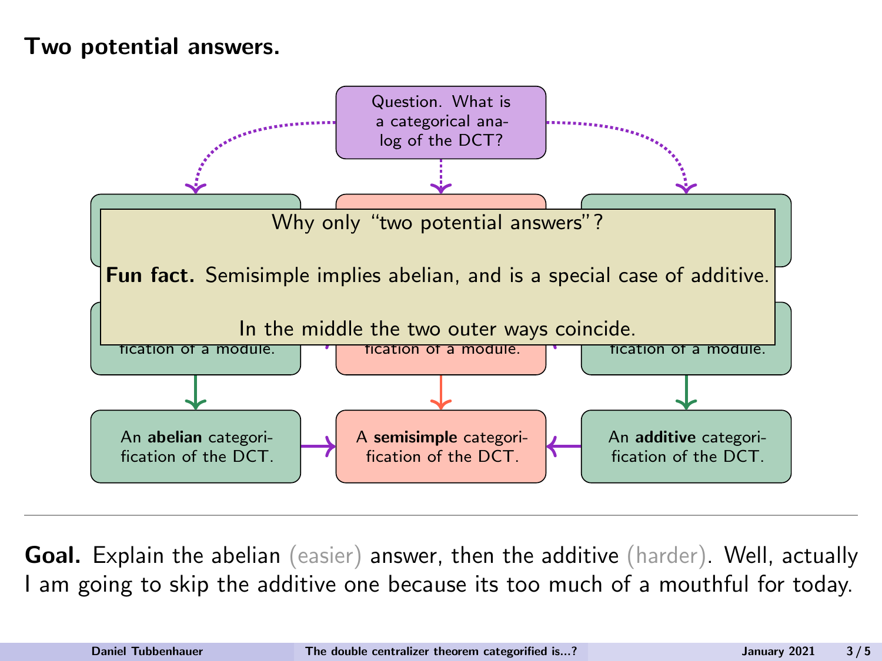## Two potential answers.

Question. What is a categorical analog of the DCT?

Why only "two potential answers"?

**Fun fact.** Semisimple implies abelian, and is a special case of additive.

In the middle the two outer ways coincide.

fication of a module.

fication of a module.

fication of a module.

An **abelian** categorification of the DCT.

A **semisimple** categorification of the DCT.

An **additive** categorification of the DCT.

---

**Goal.** Explain the abelian (easier) answer, then the additive (harder). Well, actually I am going to skip the additive one because its too much of a mouthful for today.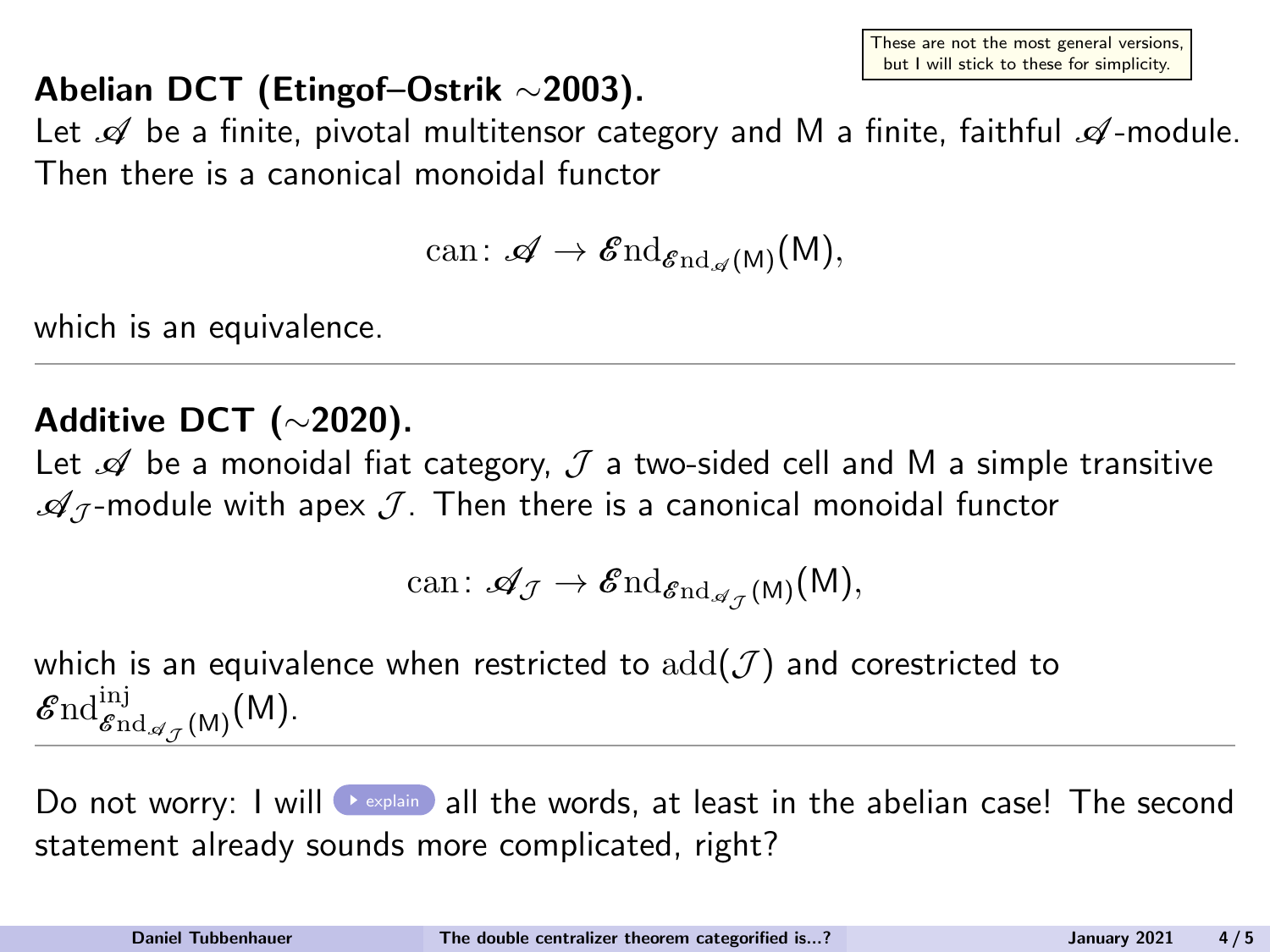These are not the most general versions, but I will stick to these for simplicity.

**Abelian DCT (Etingof–Ostrik ∼2003).**
Let $\mathscr{A}$ be a finite, pivotal multitensor category and $\mathsf{M}$ a finite, faithful $\mathscr{A}$-module. Then there is a canonical monoidal functor

$$\mathrm{can}\colon \mathscr{A} \to \mathscr{E}\mathrm{nd}_{\mathscr{E}\mathrm{nd}_{\mathscr{A}}(\mathsf{M})}(\mathsf{M}),$$

which is an equivalence.

---

**Additive DCT (∼2020).**
Let $\mathscr{A}$ be a monoidal fiat category, $\mathcal{J}$ a two-sided cell and $\mathsf{M}$ a simple transitive $\mathscr{A}_{\mathcal{J}}$-module with apex $\mathcal{J}$. Then there is a canonical monoidal functor

$$\mathrm{can}\colon \mathscr{A}_{\mathcal{J}} \to \mathscr{E}\mathrm{nd}_{\mathscr{E}\mathrm{nd}_{\mathscr{A}_{\mathcal{J}}}(\mathsf{M})}(\mathsf{M}),$$

which is an equivalence when restricted to $\mathrm{add}(\mathcal{J})$ and corestricted to $\mathscr{E}\mathrm{nd}^{\mathrm{inj}}_{\mathscr{E}\mathrm{nd}_{\mathscr{A}_{\mathcal{J}}}(\mathsf{M})}(\mathsf{M})$.

---

Do not worry: I will explain all the words, at least in the abelian case! The second statement already sounds more complicated, right?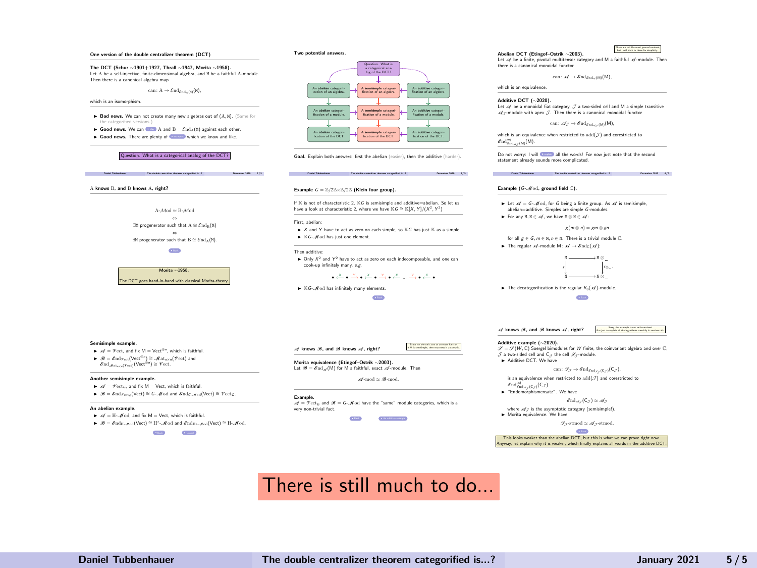### One version of the double centralizer theorem (DCT)

**The DCT (Schur ∼1901+1927, Thrall ∼1947, Morita ∼1958).**
Let $\mathrm{A}$ be a self-injective, finite-dimensional algebra, and $\mathrm{M}$ be a faithful $\mathrm{A}$-module. Then there is a canonical algebra map

$$\mathrm{can}\colon \mathrm{A} \to \mathcal{E}\mathrm{nd}_{\mathcal{E}\mathrm{nd}_{\mathrm{A}}(\mathrm{M})}(\mathrm{M}),$$

which is an isomorphism.

- **Bad news.** We can not create many new algebras out of $(\mathrm{A}, \mathrm{M})$. (Same for the categorified versions.)
- **Good news.** We can play A and $\mathrm{B} = \mathcal{E}\mathrm{nd}_{\mathrm{A}}(\mathrm{M})$ against each other.
- **Good news.** There are plenty of examples which we know and like.

Question. What is a categorical analog of the DCT?

### Two potential answers.

| An **abelian** categorification of an algebra. | A **semisimple** categorification of an algebra. | An **additive** categorification of an algebra. |
|---|---|---|
| An **abelian** categorification of a module. | A **semisimple** categorification of a module. | An **additive** categorification of a module. |
| An **abelian** categorification of the DCT. | A **semisimple** categorification of the DCT. | An **additive** categorification of the DCT. |

Question. What is a categorical analog of the DCT?

**Goal.** Explain both answers: first the abelian (easier), then the additive (harder).

These are not the most general versions, but I will stick to these for simplicity.

### Abelian DCT (Etingof–Ostrik ∼2003).
Let $\mathscr{A}$ be a finite, pivotal multitensor category and $\mathrm{M}$ a faithful $\mathscr{A}$-module. Then there is a canonical monoidal functor

$$\mathrm{can}\colon \mathscr{A} \to \mathscr{E}\mathrm{nd}_{\mathscr{E}\mathrm{nd}_{\mathscr{A}}(\mathrm{M})}(\mathrm{M}),$$

which is an equivalence.

### Additive DCT (∼2020).
Let $\mathscr{A}$ be a monoidal fiat category, $\mathcal{J}$ a two-sided cell and $\mathrm{M}$ a simple transitive $\mathscr{A}_{\mathcal{J}}$-module with apex $\mathcal{J}$. Then there is a canonical monoidal functor

$$\mathrm{can}\colon \mathscr{A}_{\mathcal{J}} \to \mathscr{E}\mathrm{nd}_{\mathscr{E}\mathrm{nd}_{\mathscr{A}_{\mathcal{J}}}(\mathrm{M})}(\mathrm{M}),$$

which is an equivalence when restricted to $\mathrm{add}(\mathcal{J})$ and corestricted to $\mathscr{E}\mathrm{nd}^{\mathrm{inj}}_{\mathscr{E}\mathrm{nd}_{\mathscr{A}_{\mathcal{J}}}(\mathrm{M})}(\mathrm{M})$.

Do not worry: I will explain all the words! For now just note that the second statement already sounds more complicated.

### A knows B, and B knows A, right?

$$\mathrm{A}\text{-}\mathcal{M}\mathrm{od} \simeq \mathrm{B}\text{-}\mathcal{M}\mathrm{od}$$
$$\Leftrightarrow$$
$$\exists \mathrm{M} \text{ progenerator such that } \mathrm{A} \cong \mathcal{E}\mathrm{nd}_{\mathrm{B}}(\mathrm{M})$$
$$\Leftrightarrow$$
$$\exists \mathrm{M} \text{ progenerator such that } \mathrm{B} \cong \mathcal{E}\mathrm{nd}_{\mathrm{A}}(\mathrm{M}).$$

**Morita ∼1958.**
The DCT goes hand-in-hand with classical Morita-theory.

### Example $G = \mathbb{Z}/2\mathbb{Z}\times\mathbb{Z}/2\mathbb{Z}$ (Klein four group).

If $\mathbb{K}$ is not of characteristic 2, $\mathbb{K}G$ is semisimple and additive=abelian. So let us have a look at characteristic 2, where we have $\mathbb{K}G \cong \mathbb{K}[X,Y]/(X^2,Y^2)$

First, abelian:

- $X$ and $Y$ have to act as zero on each simple, so $\mathbb{K}G$ has just $\mathbb{K}$ as a simple.
- $\mathbb{K}G$-$\mathcal{M}\mathrm{od}$ has just one element.

Then additive:

- Only $X^2$ and $Y^2$ have to act as zero on each indecomposable, and one can cook-up infinitely many, e.g.

$$\bullet \xleftarrow{X} \bullet \xrightarrow{Y} \bullet \xleftarrow{X} \bullet \xrightarrow{Y} \bullet \xleftarrow{X} \ldots \xrightarrow{Y} \bullet \xleftarrow{X} \bullet$$

- $\mathbb{K}G$-$\mathcal{M}\mathrm{od}$ has infinitely many elements.

### Example ($G$-$\mathscr{M}\mathrm{od}$, ground field $\mathbb{C}$).

- Let $\mathscr{A} = G$-$\mathscr{M}\mathrm{od}$, for $G$ being a finite group. As $\mathscr{A}$ is semisimple, abelian=additive. Simples are simple $G$-modules.
- For any $\mathrm{M}, \mathrm{N} \in \mathscr{A}$, we have $\mathrm{M}\otimes\mathrm{N} \in \mathscr{A}$:

$$g(m\otimes n) = gm \otimes gn$$

for all $g\in G, m\in \mathrm{M}, n\in\mathrm{N}$. There is a trivial module $\mathbb{C}$.

- The regular $\mathscr{A}$-module $\mathrm{M}\colon \mathscr{A} \to \mathscr{E}\mathrm{nd}_{\mathbb{C}}(\mathscr{A})$:

$$\begin{array}{ccc} \mathrm{M} & \longrightarrow & \mathrm{M}\otimes\_ \\ {\scriptstyle f}\downarrow & & \downarrow{\scriptstyle f\otimes\_} \\ \mathrm{N} & \longrightarrow & \mathrm{N}\otimes\_ \end{array}.$$

- The decategorification is the regular $K_0(\mathscr{A})$-module.

### Semisimple example.

- $\mathscr{A} = \mathscr{V}\mathrm{ect}$, and fix $\mathrm{M} = \mathrm{Vect}^{\oplus n}$, which is faithful.
- $\mathscr{B} = \mathscr{E}\mathrm{nd}_{\mathscr{V}\mathrm{ect}}(\mathrm{Vect}^{\oplus n}) \cong \mathscr{M}\mathrm{at}_{n\times n}(\mathscr{V}\mathrm{ect})$ and $\mathscr{E}\mathrm{nd}_{\mathscr{M}\mathrm{at}_{n\times n}(\mathscr{V}\mathrm{ect})}(\mathrm{Vect}^{\oplus n}) \cong \mathscr{V}\mathrm{ect}$.

### Another semisimple example.

- $\mathscr{A} = \mathscr{V}\mathrm{ect}_G$, and fix $\mathrm{M} = \mathrm{Vect}$, which is faithful.
- $\mathscr{B} = \mathscr{E}\mathrm{nd}_{\mathscr{V}\mathrm{ect}_G}(\mathrm{Vect}) \cong G$-$\mathscr{M}\mathrm{od}$ and $\mathscr{E}\mathrm{nd}_{G\text{-}\mathscr{M}\mathrm{od}}(\mathrm{Vect}) \cong \mathscr{V}\mathrm{ect}_G$.

### An abelian example.

- $\mathscr{A} = \mathrm{H}$-$\mathscr{M}\mathrm{od}$, and fix $\mathrm{M} = \mathrm{Vect}$, which is faithful.
- $\mathscr{B} = \mathscr{E}\mathrm{nd}_{\mathrm{H}\text{-}\mathscr{M}\mathrm{od}}(\mathrm{Vect}) \cong \mathrm{H}^*$-$\mathscr{M}\mathrm{od}$ and $\mathscr{E}\mathrm{nd}_{\mathrm{H}^*\text{-}\mathscr{M}\mathrm{od}}(\mathrm{Vect}) \cong \mathrm{H}$-$\mathscr{M}\mathrm{od}$.

### $\mathscr{A}$ knows $\mathscr{B}$, and $\mathscr{B}$ knows $\mathscr{A}$, right?

Exact: for the cell acts as an exact functor. If M is semisimple, then exactness is automatic.

**Morita equivalence (Etingof–Ostrik ∼2003).**
Let $\mathscr{B} = \mathscr{E}\mathrm{nd}_{\mathscr{A}}(\mathrm{M})$ for $\mathrm{M}$ a faithful, exact $\mathscr{A}$-module. Then

$$\mathscr{A}\text{-mod} \simeq \mathscr{B}\text{-mod}.$$

**Example.**
$\mathscr{A} = \mathscr{V}\mathrm{ect}_G$ and $\mathscr{B} = G$-$\mathscr{M}\mathrm{od}$ have the "same" module categories, which is a very non-trivial fact.

### $\mathscr{A}$ knows $\mathscr{B}$, and $\mathscr{B}$ knows $\mathscr{A}$, right?

Sorry, this example is not self-contained. But just to explain all the ingredients carefully is another talk.

**Additive example (∼2020).**
$\mathscr{S} = \mathscr{S}(W,\mathbb{C})$ Soergel bimodules for $W$ finite, the coinvariant algebra and over $\mathbb{C}$, $\mathcal{J}$ a two-sided cell and $\mathrm{C}_{\mathcal{J}}$ the cell $\mathscr{S}_{\mathcal{J}}$-module.

- Additive DCT. We have

$$\mathrm{can}\colon \mathscr{S}_{\mathcal{J}} \to \mathscr{E}\mathrm{nd}_{\mathscr{E}\mathrm{nd}_{\mathscr{A}_{\mathcal{J}}}(\mathrm{C}_{\mathcal{J}})}(\mathrm{C}_{\mathcal{J}}),$$

is an equivalence when restricted to $\mathrm{add}(\mathcal{J})$ and corestricted to $\mathscr{E}\mathrm{nd}^{\mathrm{inj}}_{\mathscr{E}\mathrm{nd}_{\mathscr{A}_{\mathcal{J}}}(\mathrm{C}_{\mathcal{J}})}$.

- "Endomorphismensatz". We have

$$\mathscr{E}\mathrm{nd}_{\mathscr{A}_{\mathcal{J}}}(\mathrm{C}_{\mathcal{J}}) \simeq \mathscr{A}_{\mathcal{J}}$$

where $\mathscr{A}_{\mathcal{J}}$ is the asymptotic category (semisimple!).

- Morita equivalence. We have

$$\mathscr{S}_{\mathcal{J}}\text{-stmod} \simeq \mathscr{A}_{\mathcal{J}}\text{-stmod}.$$

This looks weaker than the abelian DCT, but this is what we can prove right now. Anyway, let explain why it is weaker, which finally explains all words in the additive DCT.

There is still much to do...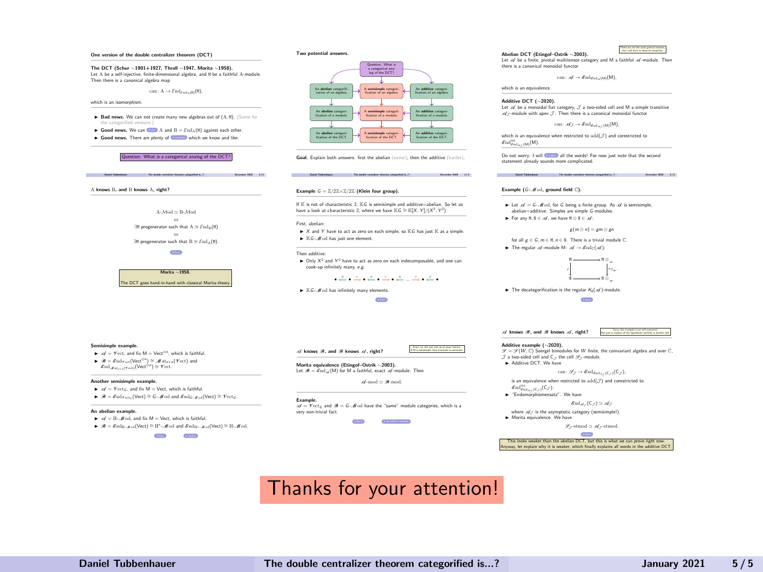## One version of the double centralizer theorem (DCT)

**The DCT (Schur ∼1901+1927, Thrall ∼1947, Morita ∼1958).**
Let $\mathrm{A}$ be a self-injective, finite-dimensional algebra, and $\mathtt{M}$ be a faithful $\mathrm{A}$-module. Then there is a canonical algebra map

$$\mathrm{can}\colon \mathrm{A} \to \mathcal{E}\mathrm{nd}_{\mathcal{E}\mathrm{nd}_{\mathrm{A}}(\mathtt{M})}(\mathtt{M}),$$

which is an isomorphism.

- **Bad news.** We can not create many new algebras out of $(\mathrm{A}, \mathtt{M})$. (Same for the categorified versions.)
- **Good news.** We can play $\mathrm{A}$ and $\mathrm{B} = \mathcal{E}\mathrm{nd}_{\mathrm{A}}(\mathtt{M})$ against each other.
- **Good news.** There are plenty of examples which we know and like.

Question. What is a categorical analog of the DCT?

## Two potential answers.

- Question. What is a categorical analog of the DCT?
- An **abelian** categorification of an algebra. → An **abelian** categorification of a module. → An **abelian** categorification of the DCT.
- A **semisimple** categorification of an algebra. → A **semisimple** categorification of a module. → A **semisimple** categorification of the DCT.
- An **additive** categorification of an algebra. → An **additive** categorification of a module. → An **additive** categorification of the DCT.

**Goal.** Explain both answers: first the abelian (easier), then the additive (harder).

These are not the most general versions, but I will stick to these for simplicity.

**Abelian DCT (Etingof–Ostrik ∼2003).**
Let $\mathscr{A}$ be a finite, pivotal multitensor category and $\mathrm{M}$ a faithful $\mathscr{A}$-module. Then there is a canonical monoidal functor

$$\mathrm{can}\colon \mathscr{A} \to \mathscr{E}\mathrm{nd}_{\mathscr{E}\mathrm{nd}_{\mathscr{A}}(\mathrm{M})}(\mathrm{M}),$$

which is an equivalence.

**Additive DCT (∼2020).**
Let $\mathscr{A}$ be a monoidal fiat category, $\mathcal{J}$ a two-sided cell and $\mathrm{M}$ a simple transitive $\mathscr{A}_{\mathcal{J}}$-module with apex $\mathcal{J}$. Then there is a canonical monoidal functor

$$\mathrm{can}\colon \mathscr{A}_{\mathcal{J}} \to \mathscr{E}\mathrm{nd}_{\mathscr{E}\mathrm{nd}_{\mathscr{A}_{\mathcal{J}}}(\mathrm{M})}(\mathrm{M}),$$

which is an equivalence when restricted to $\mathrm{add}(\mathcal{J})$ and corestricted to $\mathscr{E}\mathrm{nd}^{\mathrm{inj}}_{\mathscr{E}\mathrm{nd}_{\mathscr{A}_{\mathcal{J}}}(\mathrm{M})}(\mathrm{M})$.

Do not worry: I will explain all the words! For now just note that the second statement already sounds more complicated.

## A knows B, and B knows A, right?

$$\mathrm{A}\text{-}\mathcal{M}\mathrm{od} \simeq \mathrm{B}\text{-}\mathcal{M}\mathrm{od}$$
$$\Leftrightarrow$$
$$\exists \mathtt{M} \text{ progenerator such that } \mathrm{A} \cong \mathcal{E}\mathrm{nd}_{\mathrm{B}}(\mathtt{M})$$
$$\Leftrightarrow$$
$$\exists \mathtt{M} \text{ progenerator such that } \mathrm{B} \cong \mathcal{E}\mathrm{nd}_{\mathrm{A}}(\mathtt{M}).$$

**Morita ∼1958.**
The DCT goes hand-in-hand with classical Morita-theory.

## Example $G = \mathbb{Z}/2\mathbb{Z}\times\mathbb{Z}/2\mathbb{Z}$ (Klein four group).

If $\mathbb{K}$ is not of characteristic 2, $\mathbb{K}G$ is semisimple and additive=abelian. So let us have a look at characteristic 2, where we have $\mathbb{K}G \cong \mathbb{K}[X,Y]/(X^2,Y^2)$

First, abelian:

- $X$ and $Y$ have to act as zero on each simple, so $\mathbb{K}G$ has just $\mathbb{K}$ as a simple.
- $\mathbb{K}G\text{-}\mathscr{M}\mathrm{od}$ has just one element.

Then additive:

- Only $X^2$ and $Y^2$ have to act as zero on each indecomposable, and one can cook-up infinitely many, *e.g.*

$$\bullet \xleftarrow{X} \bullet \xrightarrow{Y} \bullet \xleftarrow{X} \bullet \xrightarrow{Y} \bullet \xleftarrow{X} \dots \xrightarrow{Y} \bullet \xleftarrow{X} \bullet$$

- $\mathbb{K}G\text{-}\mathscr{M}\mathrm{od}$ has infinitely many elements.

## Example ($G$-$\mathscr{M}\mathrm{od}$, ground field $\mathbb{C}$).

- Let $\mathscr{A} = G\text{-}\mathscr{M}\mathrm{od}$, for $G$ being a finite group. As $\mathscr{A}$ is semisimple, abelian=additive. Simples are simple $G$-modules.
- For any $\mathtt{M}, \mathtt{N} \in \mathscr{A}$, we have $\mathtt{M}\otimes\mathtt{N} \in \mathscr{A}$:

$$g(m\otimes n) = gm \otimes gn$$

for all $g \in G, m \in \mathtt{M}, n \in \mathtt{N}$. There is a trivial module $\mathbb{C}$.

- The regular $\mathscr{A}$-module $\mathrm{M}\colon \mathscr{A} \to \mathscr{E}\mathrm{nd}_{\mathbb{C}}(\mathscr{A})$:

$$\begin{array}{ccc} \mathtt{M} & \longrightarrow & \mathtt{M}\otimes\_ \\ {\scriptstyle f}\downarrow & & \downarrow{\scriptstyle f\otimes\_} \\ \mathtt{N} & \longrightarrow & \mathtt{N}\otimes\_ \end{array}$$

- The decategorification is the regular $K_0(\mathscr{A})$-module.

**Semisimple example.**

- $\mathscr{A} = \mathscr{V}\mathrm{ect}$, and fix $\mathrm{M} = \mathrm{Vect}^{\oplus n}$, which is faithful.
- $\mathscr{B} = \mathscr{E}\mathrm{nd}_{\mathscr{V}\mathrm{ect}}(\mathrm{Vect}^{\oplus n}) \cong \mathscr{M}\mathrm{at}_{n\times n}(\mathscr{V}\mathrm{ect})$ and $\mathscr{E}\mathrm{nd}_{\mathscr{M}\mathrm{at}_{n\times n}(\mathscr{V}\mathrm{ect})}(\mathrm{Vect}^{\oplus n}) \cong \mathscr{V}\mathrm{ect}$.

**Another semisimple example.**

- $\mathscr{A} = \mathscr{V}\mathrm{ect}_G$, and fix $\mathrm{M} = \mathrm{Vect}$, which is faithful.
- $\mathscr{B} = \mathscr{E}\mathrm{nd}_{\mathscr{V}\mathrm{ect}_G}(\mathrm{Vect}) \cong G\text{-}\mathscr{M}\mathrm{od}$ and $\mathscr{E}\mathrm{nd}_{G\text{-}\mathscr{M}\mathrm{od}}(\mathrm{Vect}) \cong \mathscr{V}\mathrm{ect}_G$.

**An abelian example.**

- $\mathscr{A} = \mathrm{H}\text{-}\mathscr{M}\mathrm{od}$, and fix $\mathrm{M} = \mathrm{Vect}$, which is faithful.
- $\mathscr{B} = \mathscr{E}\mathrm{nd}_{\mathrm{H}\text{-}\mathscr{M}\mathrm{od}}(\mathrm{Vect}) \cong \mathrm{H}^*\text{-}\mathscr{M}\mathrm{od}$ and $\mathscr{E}\mathrm{nd}_{\mathrm{H}^*\text{-}\mathscr{M}\mathrm{od}}(\mathrm{Vect}) \cong \mathrm{H}\text{-}\mathscr{M}\mathrm{od}$.

## $\mathscr{A}$ knows $\mathscr{B}$, and $\mathscr{B}$ knows $\mathscr{A}$, right?

Exact $\Leftrightarrow$ the cell acts as an exact functor. If M is semisimple, then exactness is automatic.

**Morita equivalence (Etingof–Ostrik ∼2003).**
Let $\mathscr{B} = \mathscr{E}\mathrm{nd}_{\mathscr{A}}(\mathrm{M})$ for $\mathrm{M}$ a faithful, exact $\mathscr{A}$-module. Then

$$\mathscr{A}\text{-mod} \simeq \mathscr{B}\text{-mod}.$$

**Example.**
$\mathscr{A} = \mathscr{V}\mathrm{ect}_G$ and $\mathscr{B} = G\text{-}\mathscr{M}\mathrm{od}$ have the "same" module categories, which is a very non-trivial fact.

## $\mathscr{A}$ knows $\mathscr{B}$, and $\mathscr{B}$ knows $\mathscr{A}$, right?

Sorry, this example is not self-contained. But just to explain all the ingredients carefully is another talk.

**Additive example (∼2020).**
$\mathscr{S} = \mathscr{S}(W,\mathbb{C})$ Soergel bimodules for $W$ finite, the coinvariant algebra and over $\mathbb{C}$, $\mathcal{J}$ a two-sided cell and $\mathrm{C}_{\mathcal{J}}$ the cell $\mathscr{S}_{\mathcal{J}}$-module.

- Additive DCT. We have

$$\mathrm{can}\colon \mathscr{S}_{\mathcal{J}} \to \mathscr{E}\mathrm{nd}_{\mathscr{E}\mathrm{nd}_{\mathscr{S}_{\mathcal{J}}}(\mathrm{C}_{\mathcal{J}})}(\mathrm{C}_{\mathcal{J}}),$$

is an equivalence when restricted to $\mathrm{add}(\mathcal{J})$ and corestricted to $\mathscr{E}\mathrm{nd}^{\mathrm{inj}}_{\mathscr{E}\mathrm{nd}_{\mathscr{S}_{\mathcal{J}}}(\mathrm{C}_{\mathcal{J}})}(\mathrm{C}_{\mathcal{J}})$.

- "Endomorphismensatz". We have

$$\mathscr{E}\mathrm{nd}_{\mathscr{S}_{\mathcal{J}}}(\mathrm{C}_{\mathcal{J}}) \simeq \mathscr{A}_{\mathcal{J}}$$

where $\mathscr{A}_{\mathcal{J}}$ is the asymptotic category (semisimple!).

- Morita equivalence. We have

$$\mathscr{S}_{\mathcal{J}}\text{-stmod} \simeq \mathscr{A}_{\mathcal{J}}\text{-stmod}.$$

This looks weaker than the abelian DCT, but this is what we can prove right now. Anyway, let explain why it is weaker, which finally explains all words in the additive DCT.

# Thanks for your attention!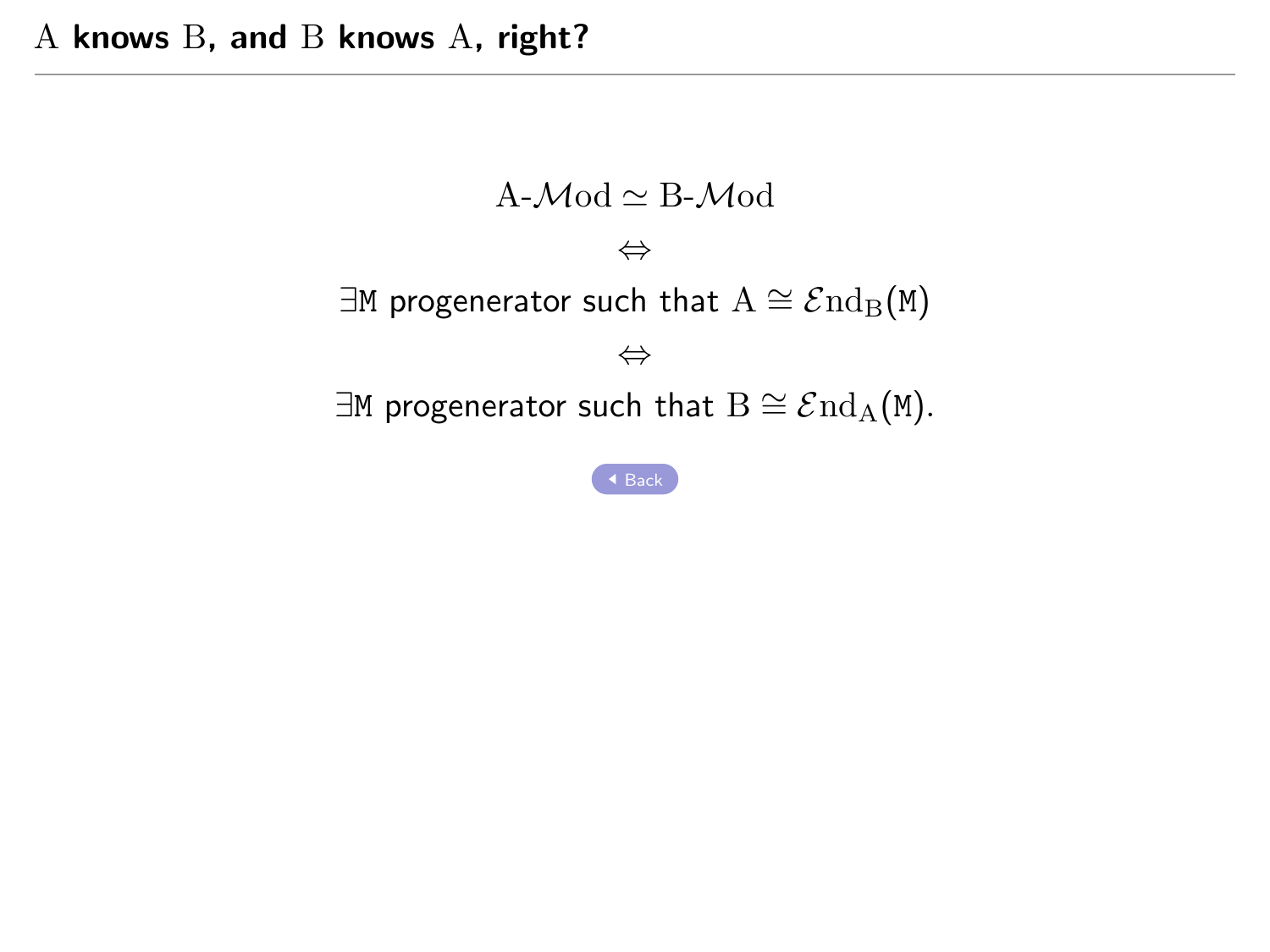## $\mathrm{A}$ **knows** $\mathrm{B}$**, and** $\mathrm{B}$ **knows** $\mathrm{A}$**, right?**

$$\mathrm{A}\text{-}\mathcal{M}\mathrm{od} \simeq \mathrm{B}\text{-}\mathcal{M}\mathrm{od}$$

$$\Leftrightarrow$$

$$\exists \mathtt{M} \text{ progenerator such that } \mathrm{A} \cong \mathcal{E}\mathrm{nd}_{\mathrm{B}}(\mathtt{M})$$

$$\Leftrightarrow$$

$$\exists \mathtt{M} \text{ progenerator such that } \mathrm{B} \cong \mathcal{E}\mathrm{nd}_{\mathrm{A}}(\mathtt{M}).$$

Back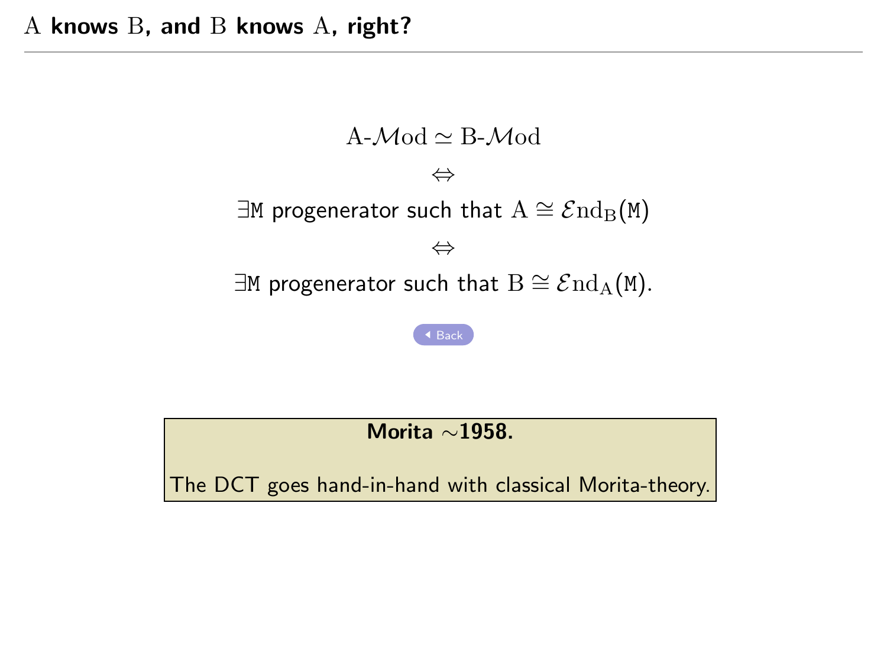# $\mathrm{A}$ knows $\mathrm{B}$, and $\mathrm{B}$ knows $\mathrm{A}$, right?

$$\mathrm{A}\text{-}\mathcal{M}\mathrm{od} \simeq \mathrm{B}\text{-}\mathcal{M}\mathrm{od}$$

$$\Leftrightarrow$$

$$\exists \mathtt{M} \text{ progenerator such that } \mathrm{A} \cong \mathcal{E}\mathrm{nd}_{\mathrm{B}}(\mathtt{M})$$

$$\Leftrightarrow$$

$$\exists \mathtt{M} \text{ progenerator such that } \mathrm{B} \cong \mathcal{E}\mathrm{nd}_{\mathrm{A}}(\mathtt{M}).$$

Back

**Morita ∼1958.**

The DCT goes hand-in-hand with classical Morita-theory.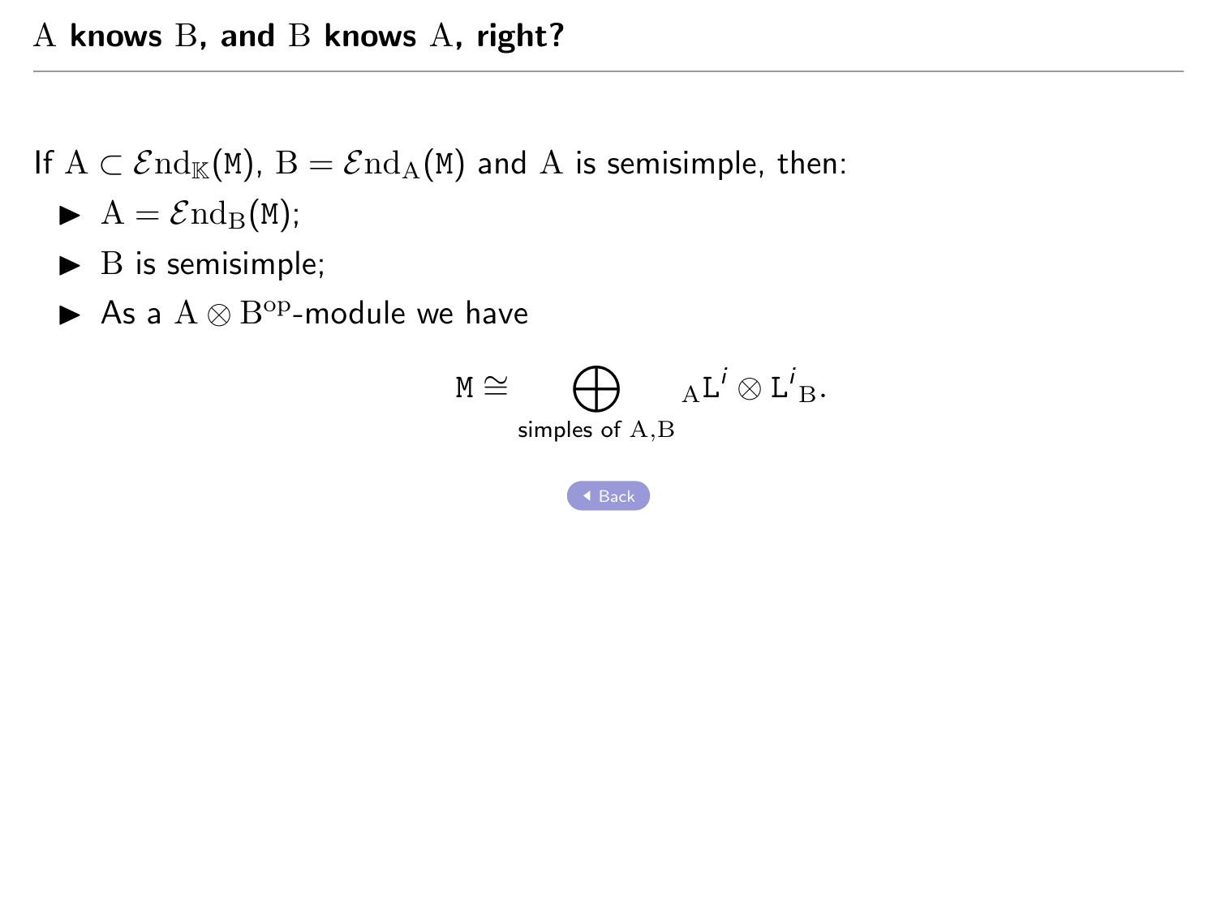# $\mathrm{A}$ knows $\mathrm{B}$, and $\mathrm{B}$ knows $\mathrm{A}$, right?

If $\mathrm{A} \subset \mathcal{E}\mathrm{nd}_{\mathbb{K}}(\mathtt{M})$, $\mathrm{B} = \mathcal{E}\mathrm{nd}_{\mathrm{A}}(\mathtt{M})$ and $\mathrm{A}$ is semisimple, then:

- $\mathrm{A} = \mathcal{E}\mathrm{nd}_{\mathrm{B}}(\mathtt{M})$;
- $\mathrm{B}$ is semisimple;
- As a $\mathrm{A} \otimes \mathrm{B}^{\mathrm{op}}$-module we have

$$\mathtt{M} \cong \bigoplus_{\text{simples of } \mathrm{A},\mathrm{B}} {}_{\mathrm{A}}\mathtt{L}^{i} \otimes \mathtt{L}^{i}{}_{\mathrm{B}}.$$

Back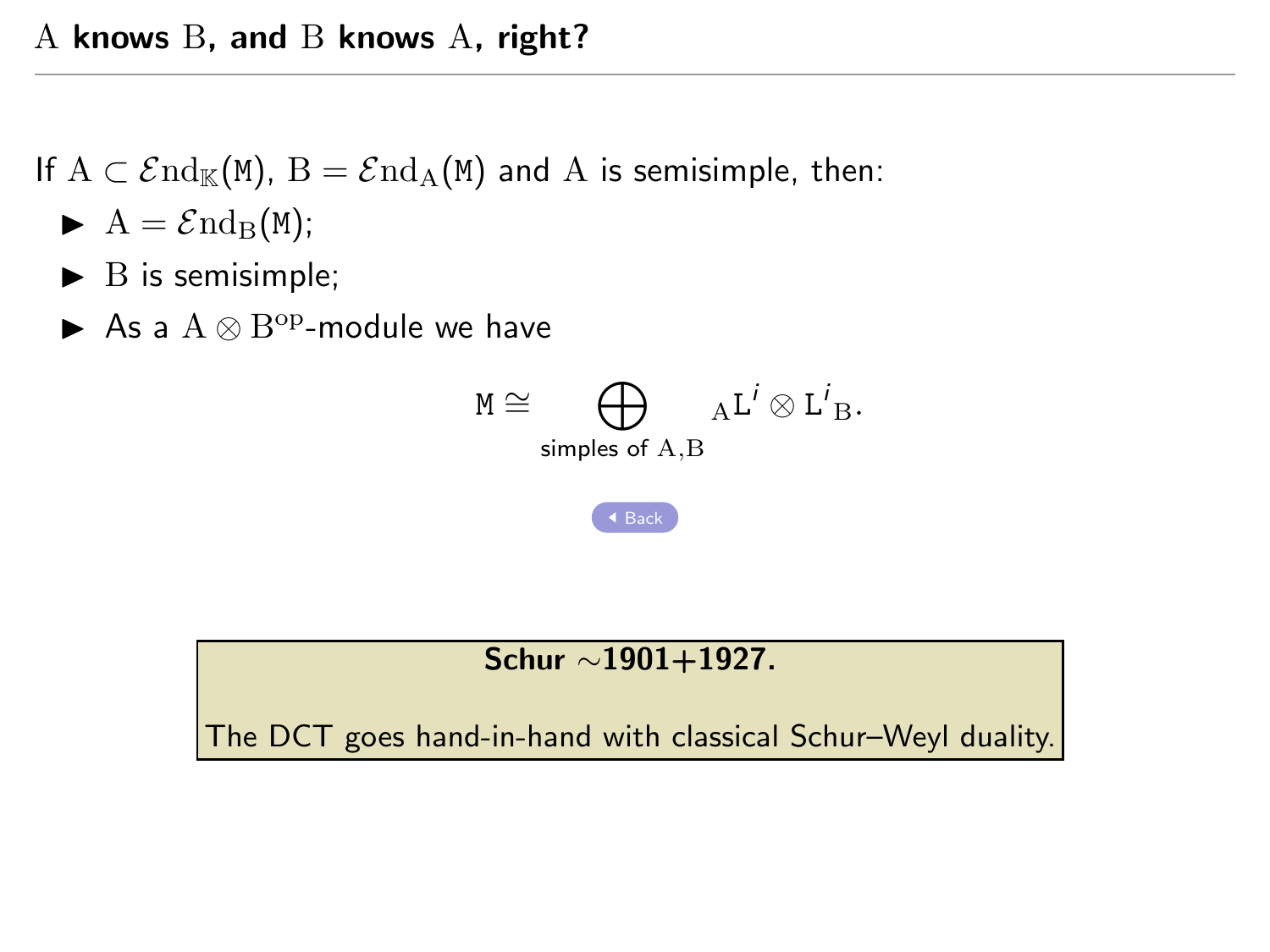# $\mathrm{A}$ knows $\mathrm{B}$, and $\mathrm{B}$ knows $\mathrm{A}$, right?

If $\mathrm{A} \subset \mathcal{E}\mathrm{nd}_{\mathbb{K}}(\mathtt{M})$, $\mathrm{B} = \mathcal{E}\mathrm{nd}_{\mathrm{A}}(\mathtt{M})$ and $\mathrm{A}$ is semisimple, then:

- $\mathrm{A} = \mathcal{E}\mathrm{nd}_{\mathrm{B}}(\mathtt{M})$;
- $\mathrm{B}$ is semisimple;
- As a $\mathrm{A} \otimes \mathrm{B}^{\mathrm{op}}$-module we have

$$\mathtt{M} \cong \bigoplus_{\text{simples of } \mathrm{A},\mathrm{B}} {}_{\mathrm{A}}\mathtt{L}^{i} \otimes \mathtt{L}^{i}{}_{\mathrm{B}}.$$

Back

**Schur ∼1901+1927.**

The DCT goes hand-in-hand with classical Schur–Weyl duality.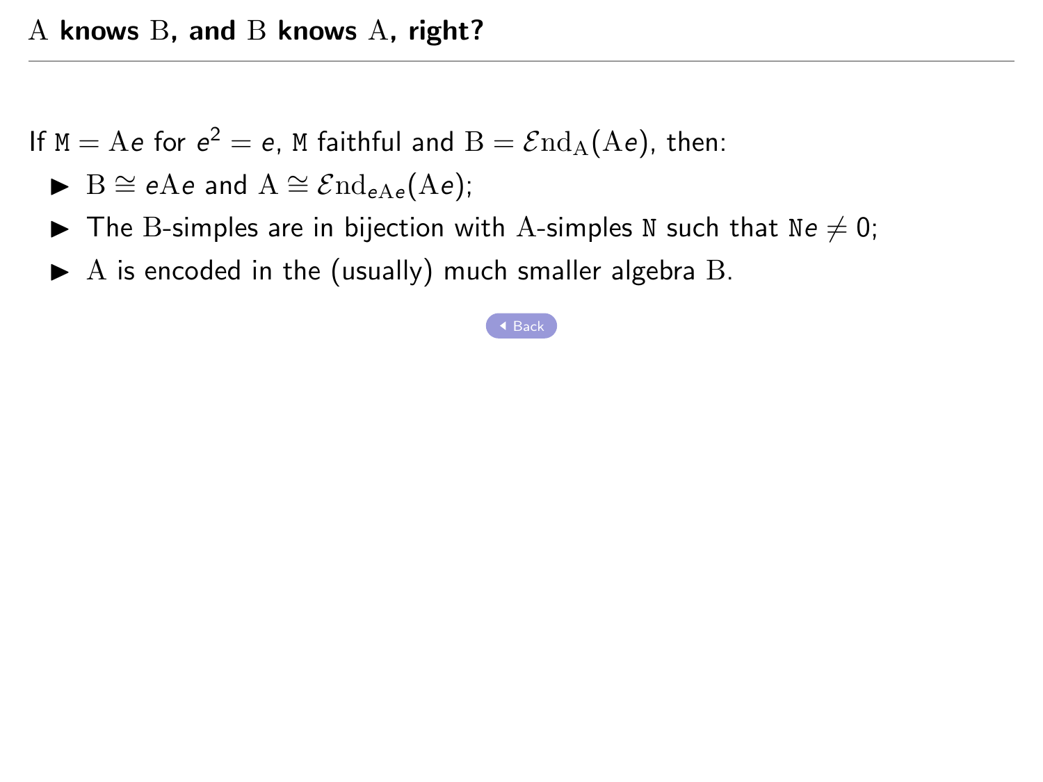## $\mathrm{A}$ **knows** $\mathrm{B}$**, and** $\mathrm{B}$ **knows** $\mathrm{A}$**, right?**

If $\mathtt{M} = \mathrm{A}e$ for $e^2 = e$, $\mathtt{M}$ faithful and $\mathrm{B} = \mathcal{E}\mathrm{nd}_{\mathrm{A}}(\mathrm{A}e)$, then:

- $\mathrm{B} \cong e\mathrm{A}e$ and $\mathrm{A} \cong \mathcal{E}\mathrm{nd}_{e\mathrm{A}e}(\mathrm{A}e)$;
- The $\mathrm{B}$-simples are in bijection with $\mathrm{A}$-simples $\mathtt{N}$ such that $\mathtt{N}e \neq 0$;
- $\mathrm{A}$ is encoded in the (usually) much smaller algebra $\mathrm{B}$.

Back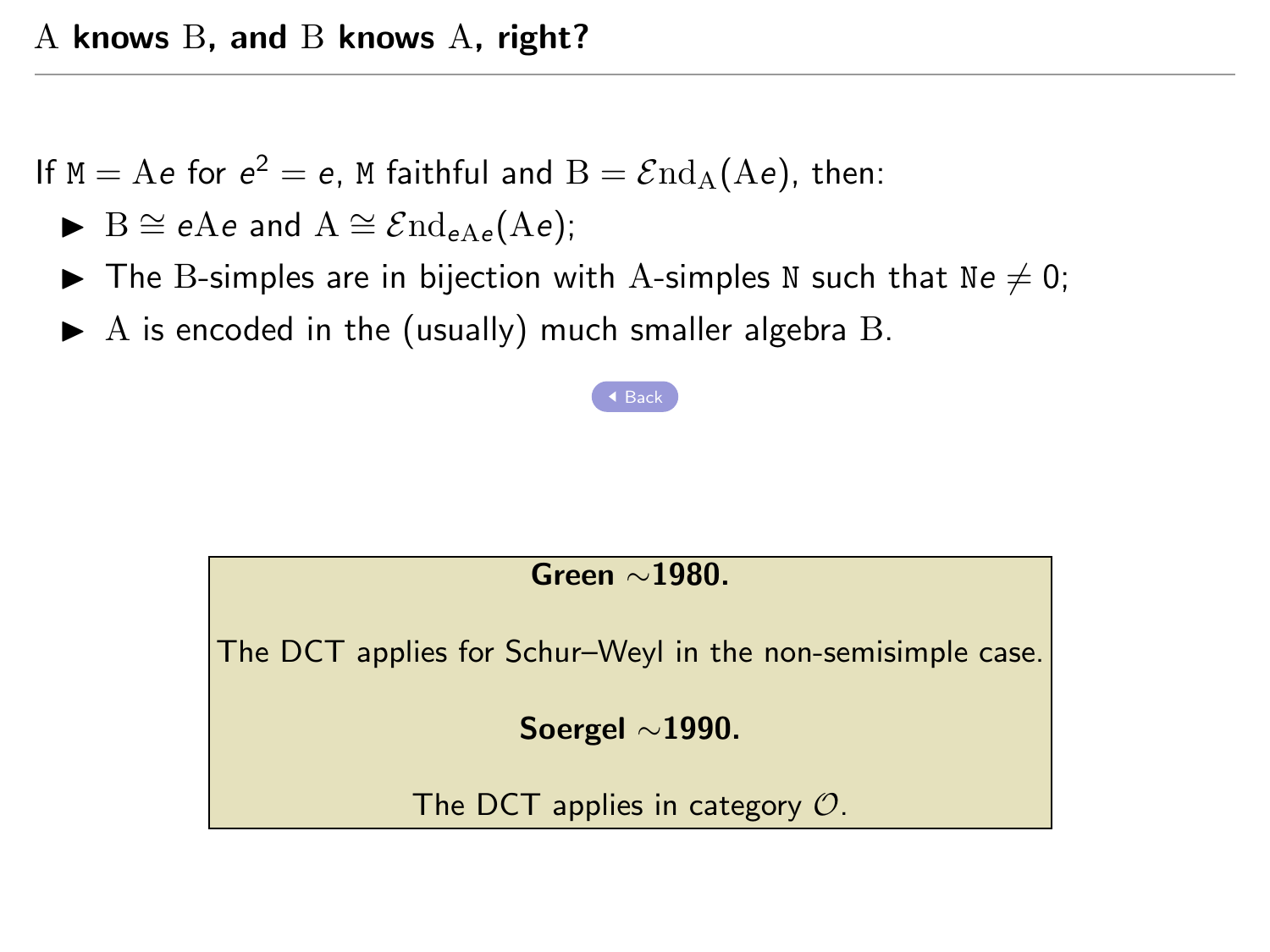# $\mathrm{A}$ knows $\mathrm{B}$, and $\mathrm{B}$ knows $\mathrm{A}$, right?

If $\mathtt{M} = \mathrm{A}e$ for $e^2 = e$, $\mathtt{M}$ faithful and $\mathrm{B} = \mathcal{E}\mathrm{nd}_{\mathrm{A}}(\mathrm{A}e)$, then:

- $\mathrm{B} \cong e\mathrm{A}e$ and $\mathrm{A} \cong \mathcal{E}\mathrm{nd}_{e\mathrm{A}e}(\mathrm{A}e)$;
- The $\mathrm{B}$-simples are in bijection with $\mathrm{A}$-simples $\mathtt{N}$ such that $\mathtt{N}e \neq 0$;
- $\mathrm{A}$ is encoded in the (usually) much smaller algebra $\mathrm{B}$.

Back

**Green ∼1980.**

The DCT applies for Schur–Weyl in the non-semisimple case.

**Soergel ∼1990.**

The DCT applies in category $\mathcal{O}$.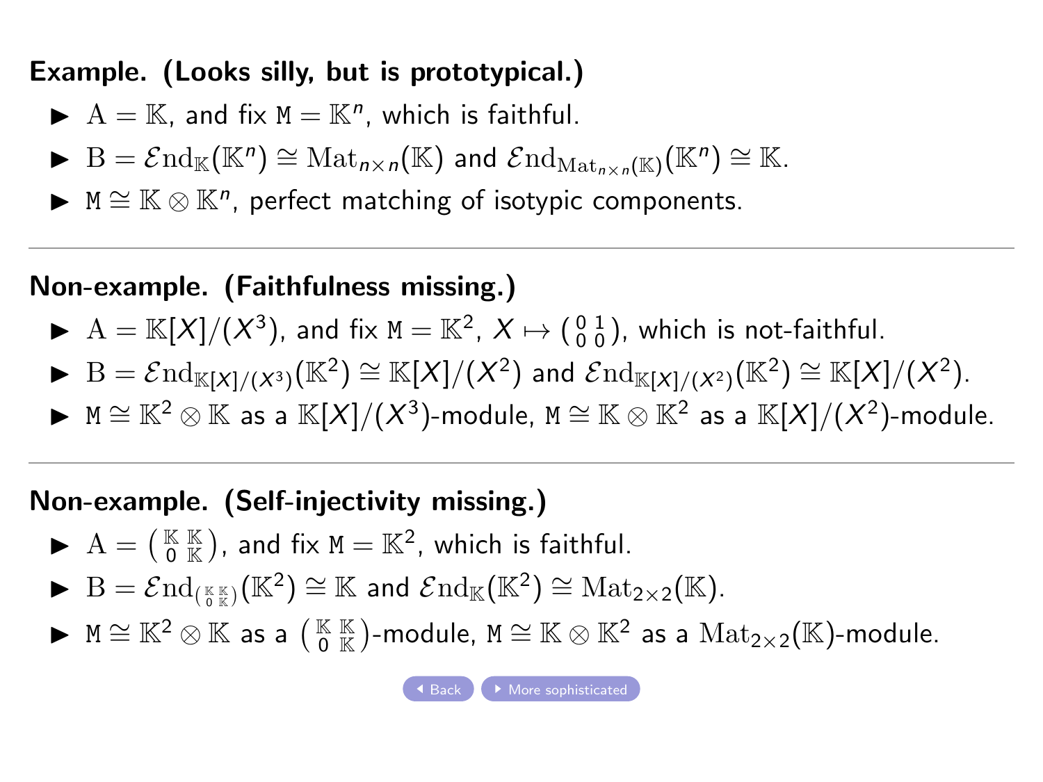**Example. (Looks silly, but is prototypical.)**

- $\mathrm{A} = \mathbb{K}$, and fix $\mathtt{M} = \mathbb{K}^n$, which is faithful.
- $\mathrm{B} = \mathcal{E}\mathrm{nd}_{\mathbb{K}}(\mathbb{K}^n) \cong \mathrm{Mat}_{n\times n}(\mathbb{K})$ and $\mathcal{E}\mathrm{nd}_{\mathrm{Mat}_{n\times n}(\mathbb{K})}(\mathbb{K}^n) \cong \mathbb{K}$.
- $\mathtt{M} \cong \mathbb{K} \otimes \mathbb{K}^n$, perfect matching of isotypic components.

---

**Non-example. (Faithfulness missing.)**

- $\mathrm{A} = \mathbb{K}[X]/(X^3)$, and fix $\mathtt{M} = \mathbb{K}^2$, $X \mapsto \begin{pmatrix} 0 & 1 \\ 0 & 0 \end{pmatrix}$, which is not-faithful.
- $\mathrm{B} = \mathcal{E}\mathrm{nd}_{\mathbb{K}[X]/(X^3)}(\mathbb{K}^2) \cong \mathbb{K}[X]/(X^2)$ and $\mathcal{E}\mathrm{nd}_{\mathbb{K}[X]/(X^2)}(\mathbb{K}^2) \cong \mathbb{K}[X]/(X^2)$.
- $\mathtt{M} \cong \mathbb{K}^2 \otimes \mathbb{K}$ as a $\mathbb{K}[X]/(X^3)$-module, $\mathtt{M} \cong \mathbb{K} \otimes \mathbb{K}^2$ as a $\mathbb{K}[X]/(X^2)$-module.

---

**Non-example. (Self-injectivity missing.)**

- $\mathrm{A} = \begin{pmatrix} \mathbb{K} & \mathbb{K} \\ 0 & \mathbb{K} \end{pmatrix}$, and fix $\mathtt{M} = \mathbb{K}^2$, which is faithful.
- $\mathrm{B} = \mathcal{E}\mathrm{nd}_{\left(\begin{smallmatrix} \mathbb{K} & \mathbb{K} \\ 0 & \mathbb{K} \end{smallmatrix}\right)}(\mathbb{K}^2) \cong \mathbb{K}$ and $\mathcal{E}\mathrm{nd}_{\mathbb{K}}(\mathbb{K}^2) \cong \mathrm{Mat}_{2\times 2}(\mathbb{K})$.
- $\mathtt{M} \cong \mathbb{K}^2 \otimes \mathbb{K}$ as a $\begin{pmatrix} \mathbb{K} & \mathbb{K} \\ 0 & \mathbb{K} \end{pmatrix}$-module, $\mathtt{M} \cong \mathbb{K} \otimes \mathbb{K}^2$ as a $\mathrm{Mat}_{2\times 2}(\mathbb{K})$-module.

Back | More sophisticated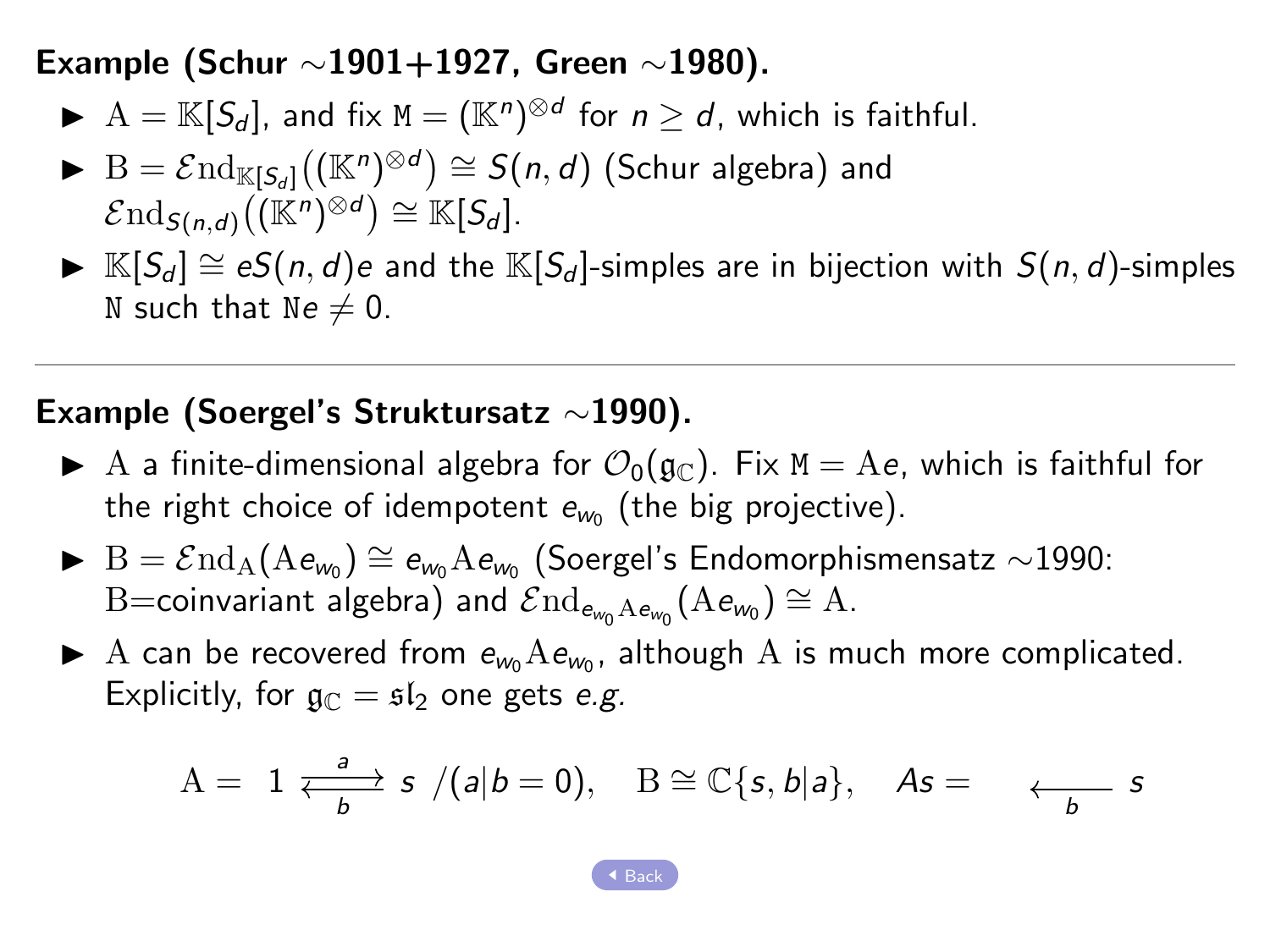**Example (Schur ∼1901+1927, Green ∼1980).**

- $\mathrm{A} = \mathbb{K}[S_d]$, and fix $\mathtt{M} = (\mathbb{K}^n)^{\otimes d}$ for $n \geq d$, which is faithful.
- $\mathrm{B} = \mathcal{E}\mathrm{nd}_{\mathbb{K}[S_d]}\big((\mathbb{K}^n)^{\otimes d}\big) \cong S(n,d)$ (Schur algebra) and $\mathcal{E}\mathrm{nd}_{S(n,d)}\big((\mathbb{K}^n)^{\otimes d}\big) \cong \mathbb{K}[S_d]$.
- $\mathbb{K}[S_d] \cong eS(n,d)e$ and the $\mathbb{K}[S_d]$-simples are in bijection with $S(n,d)$-simples $\mathtt{N}$ such that $\mathtt{N}e \neq 0$.

---

**Example (Soergel's Struktursatz ∼1990).**

- $\mathrm{A}$ a finite-dimensional algebra for $\mathcal{O}_0(\mathfrak{g}_{\mathbb{C}})$. Fix $\mathtt{M} = \mathrm{A}e$, which is faithful for the right choice of idempotent $e_{w_0}$ (the big projective).
- $\mathrm{B} = \mathcal{E}\mathrm{nd}_{\mathrm{A}}(\mathrm{A}e_{w_0}) \cong e_{w_0}\mathrm{A}e_{w_0}$ (Soergel's Endomorphismensatz ∼1990: $\mathrm{B}$=coinvariant algebra) and $\mathcal{E}\mathrm{nd}_{e_{w_0}\mathrm{A}e_{w_0}}(\mathrm{A}e_{w_0}) \cong \mathrm{A}$.
- $\mathrm{A}$ can be recovered from $e_{w_0}\mathrm{A}e_{w_0}$, although $\mathrm{A}$ is much more complicated. Explicitly, for $\mathfrak{g}_{\mathbb{C}} = \mathfrak{sl}_2$ one gets *e.g.*

$$\mathrm{A} = \; 1 \underset{b}{\overset{a}{\rightleftarrows}} s \; /(a|b = 0), \quad \mathrm{B} \cong \mathbb{C}\{s, b|a\}, \quad As = \quad \underset{b}{\longleftarrow} s$$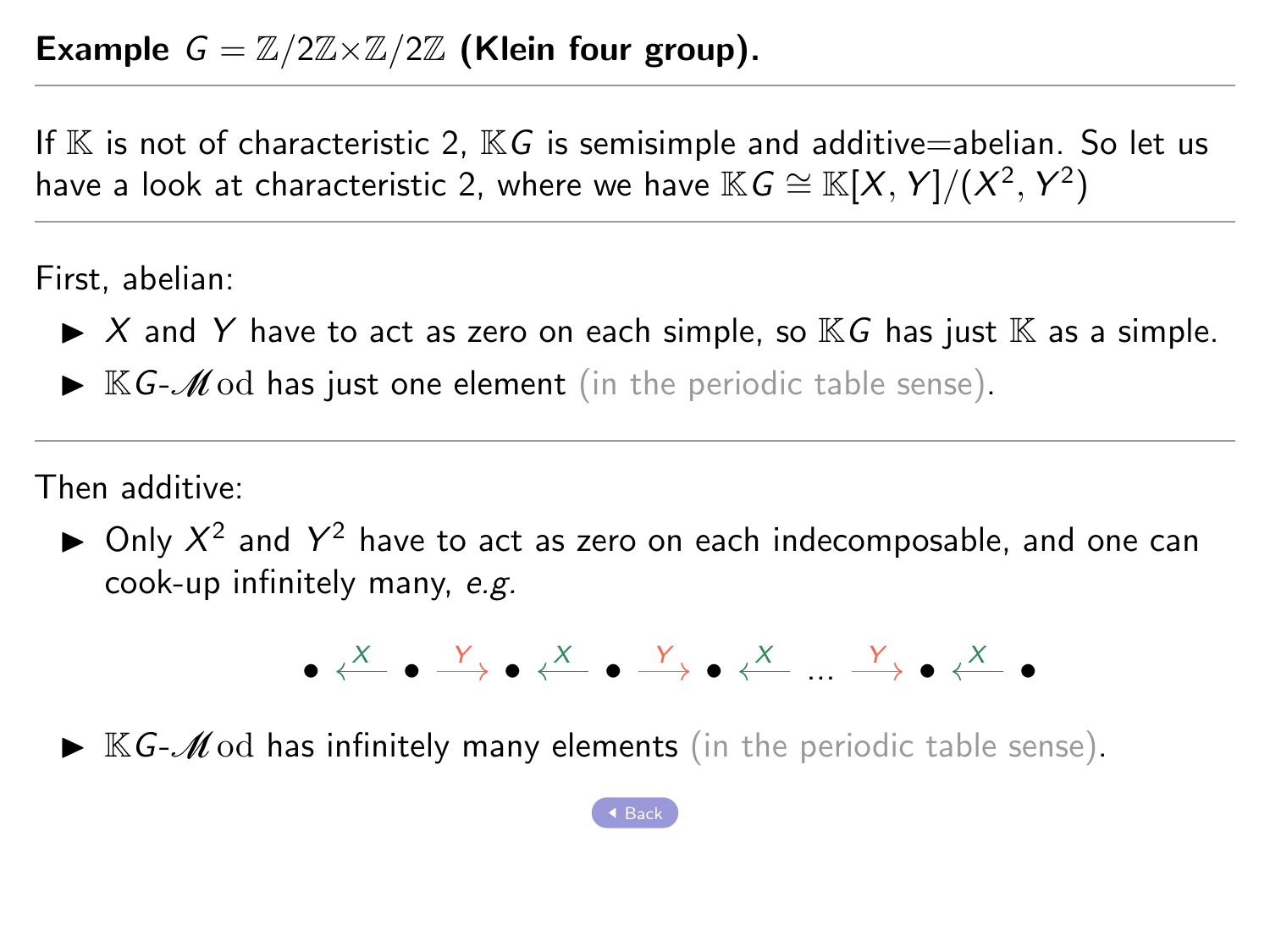**Example $G = \mathbb{Z}/2\mathbb{Z} \times \mathbb{Z}/2\mathbb{Z}$ (Klein four group).**

---

If $\mathbb{K}$ is not of characteristic 2, $\mathbb{K}G$ is semisimple and additive=abelian. So let us have a look at characteristic 2, where we have $\mathbb{K}G \cong \mathbb{K}[X, Y]/(X^2, Y^2)$

---

First, abelian:

- $X$ and $Y$ have to act as zero on each simple, so $\mathbb{K}G$ has just $\mathbb{K}$ as a simple.
- $\mathbb{K}G$-$\mathscr{M}\mathrm{od}$ has just one element (in the periodic table sense).

---

Then additive:

- Only $X^2$ and $Y^2$ have to act as zero on each indecomposable, and one can cook-up infinitely many, *e.g.*

$$\bullet \xleftarrow{X} \bullet \xrightarrow{Y} \bullet \xleftarrow{X} \bullet \xrightarrow{Y} \bullet \xleftarrow{X} \ldots \xrightarrow{Y} \bullet \xleftarrow{X} \bullet$$

- $\mathbb{K}G$-$\mathscr{M}\mathrm{od}$ has infinitely many elements (in the periodic table sense).

Back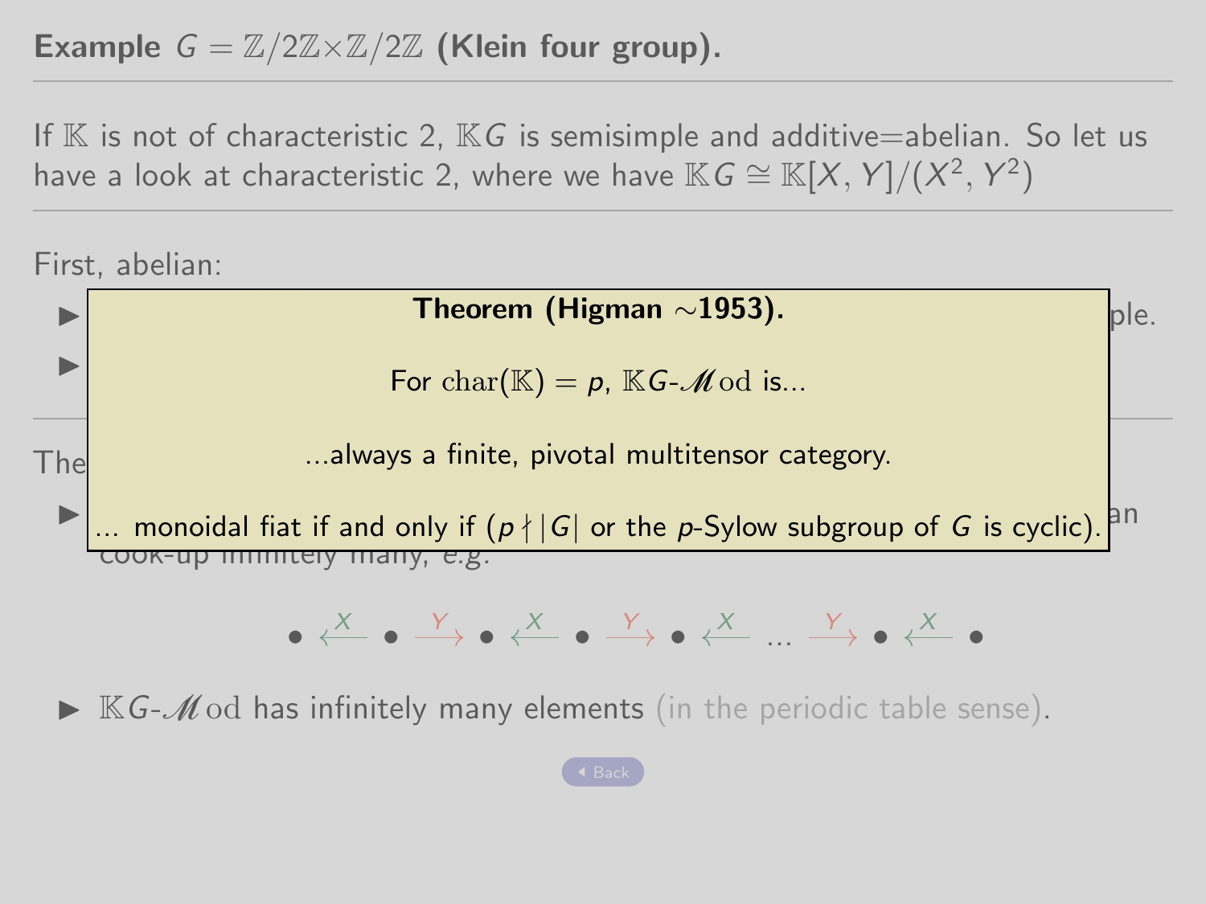**Example** $G = \mathbb{Z}/2\mathbb{Z} \times \mathbb{Z}/2\mathbb{Z}$ **(Klein four group).**

If $\mathbb{K}$ is not of characteristic 2, $\mathbb{K}G$ is semisimple and additive=abelian. So let us have a look at characteristic 2, where we have $\mathbb{K}G \cong \mathbb{K}[X, Y]/(X^2, Y^2)$

---

First, abelian:

- ... ple.
- ...

---

The ...

- ... an cook-up infinitely many, *e.g.*

$$\bullet \xleftarrow{X} \bullet \xrightarrow{Y} \bullet \xleftarrow{X} \bullet \xrightarrow{Y} \bullet \xleftarrow{X} \dots \xrightarrow{Y} \bullet \xleftarrow{X} \bullet$$

- $\mathbb{K}G\text{-}\mathcal{M}\mathrm{od}$ has infinitely many elements (in the periodic table sense).

**Theorem (Higman ∼1953).**

For $\mathrm{char}(\mathbb{K}) = p$, $\mathbb{K}G\text{-}\mathcal{M}\mathrm{od}$ is...

...always a finite, pivotal multitensor category.

... monoidal fiat if and only if ($p \nmid |G|$ or the $p$-Sylow subgroup of $G$ is cyclic).

Back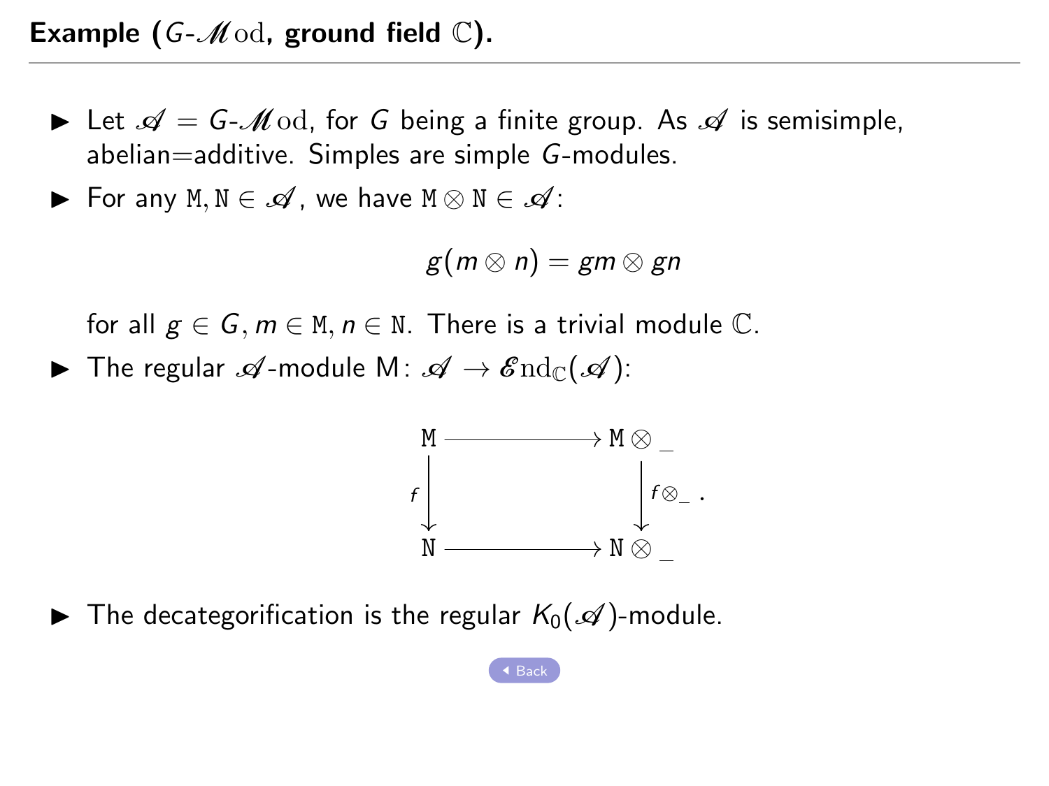## Example ($G$-$\mathscr{M}\mathrm{od}$, ground field $\mathbb{C}$).

- Let $\mathscr{A} = G$-$\mathscr{M}\mathrm{od}$, for $G$ being a finite group. As $\mathscr{A}$ is semisimple, abelian=additive. Simples are simple $G$-modules.
- For any $\mathtt{M}, \mathtt{N} \in \mathscr{A}$, we have $\mathtt{M} \otimes \mathtt{N} \in \mathscr{A}$:

$$g(m \otimes n) = gm \otimes gn$$

  for all $g \in G, m \in \mathtt{M}, n \in \mathtt{N}$. There is a trivial module $\mathbb{C}$.
- The regular $\mathscr{A}$-module $\mathrm{M} \colon \mathscr{A} \to \mathscr{E}\mathrm{nd}_{\mathbb{C}}(\mathscr{A})$:

$$\begin{array}{ccc} \mathtt{M} & \longrightarrow & \mathtt{M} \otimes \_ \\ {\scriptstyle f}\downarrow & & \downarrow{\scriptstyle f \otimes \_} \\ \mathtt{N} & \longrightarrow & \mathtt{N} \otimes \_ \end{array} .$$

- The decategorification is the regular $K_0(\mathscr{A})$-module.

Back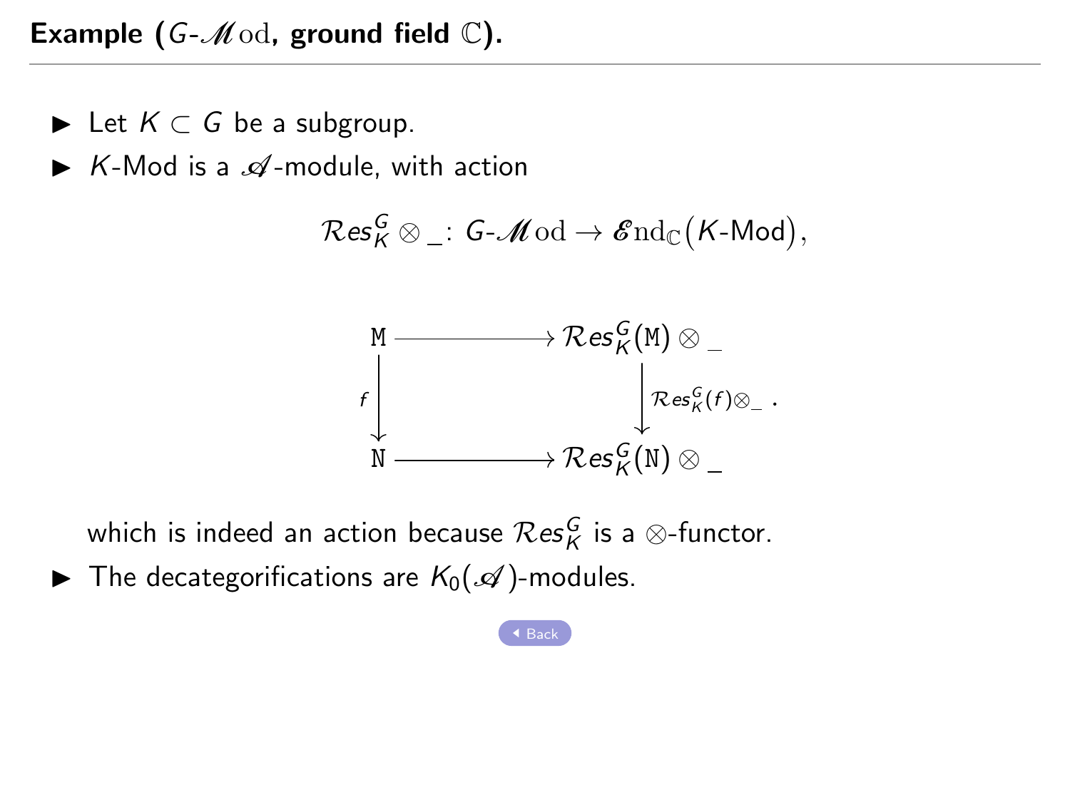## Example ($G$-$\mathscr{M}\mathrm{od}$, ground field $\mathbb{C}$).

- Let $K \subset G$ be a subgroup.
- $K$-Mod is a $\mathscr{A}$-module, with action

$$\mathcal{R}es_K^G \otimes \_ \colon G\text{-}\mathscr{M}\mathrm{od} \to \mathscr{E}\mathrm{nd}_{\mathbb{C}}\big(K\text{-Mod}\big),$$

$$\begin{array}{ccc} \mathtt{M} & \longrightarrow & \mathcal{R}es_K^G(\mathtt{M}) \otimes \_ \\ {\scriptstyle f}\big\downarrow & & \big\downarrow{\scriptstyle \mathcal{R}es_K^G(f)\otimes\_} \\ \mathtt{N} & \longrightarrow & \mathcal{R}es_K^G(\mathtt{N}) \otimes \_ \end{array} .$$

  which is indeed an action because $\mathcal{R}es_K^G$ is a $\otimes$-functor.
- The decategorifications are $K_0(\mathscr{A})$-modules.

Back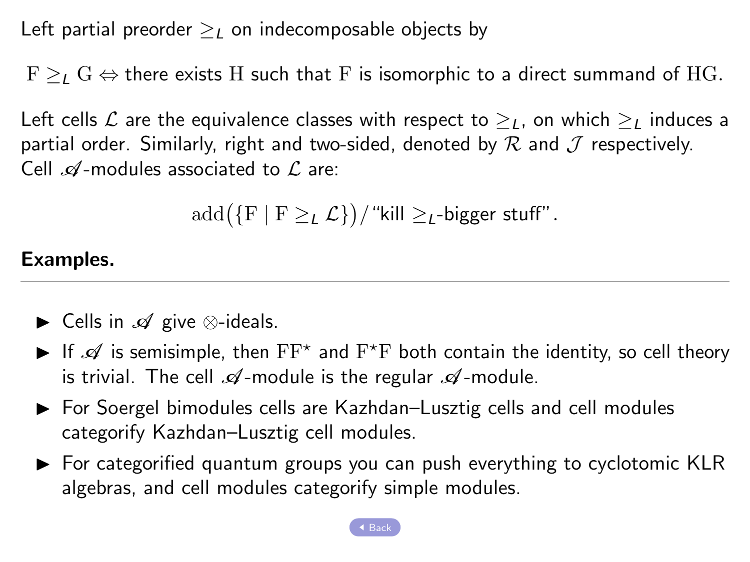Left partial preorder $\geq_L$ on indecomposable objects by

$$\mathrm{F} \geq_L \mathrm{G} \Leftrightarrow \text{there exists } \mathrm{H} \text{ such that } \mathrm{F} \text{ is isomorphic to a direct summand of } \mathrm{HG}.$$

Left cells $\mathcal{L}$ are the equivalence classes with respect to $\geq_L$, on which $\geq_L$ induces a partial order. Similarly, right and two-sided, denoted by $\mathcal{R}$ and $\mathcal{J}$ respectively. Cell $\mathscr{A}$-modules associated to $\mathcal{L}$ are:

$$\mathrm{add}\big(\{\mathrm{F} \mid \mathrm{F} \geq_L \mathcal{L}\}\big)/\text{“kill } \geq_L\text{-bigger stuff”}.$$

**Examples.**

---

- Cells in $\mathscr{A}$ give $\otimes$-ideals.
- If $\mathscr{A}$ is semisimple, then $\mathrm{FF}^{\star}$ and $\mathrm{F}^{\star}\mathrm{F}$ both contain the identity, so cell theory is trivial. The cell $\mathscr{A}$-module is the regular $\mathscr{A}$-module.
- For Soergel bimodules cells are Kazhdan–Lusztig cells and cell modules categorify Kazhdan–Lusztig cell modules.
- For categorified quantum groups you can push everything to cyclotomic KLR algebras, and cell modules categorify simple modules.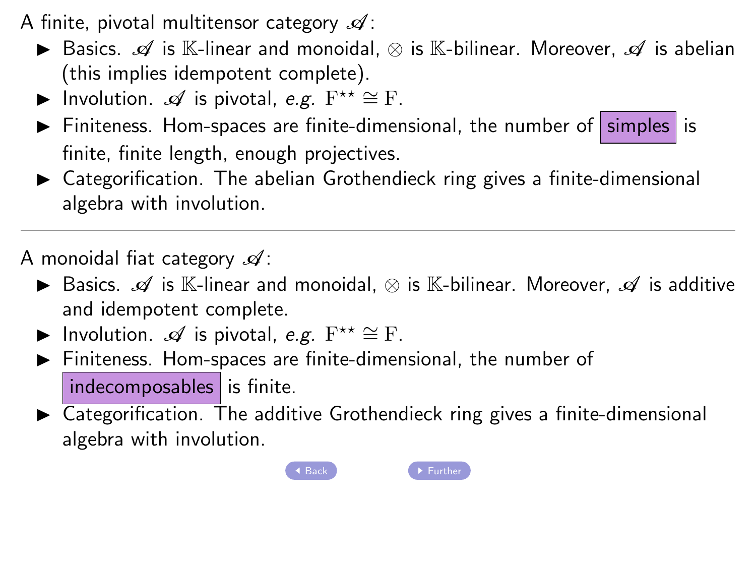A finite, pivotal multitensor category $\mathscr{A}$:

- Basics. $\mathscr{A}$ is $\mathbb{K}$-linear and monoidal, $\otimes$ is $\mathbb{K}$-bilinear. Moreover, $\mathscr{A}$ is abelian (this implies idempotent complete).
- Involution. $\mathscr{A}$ is pivotal, *e.g.* $\mathrm{F}^{\star\star} \cong \mathrm{F}$.
- Finiteness. Hom-spaces are finite-dimensional, the number of simples is finite, finite length, enough projectives.
- Categorification. The abelian Grothendieck ring gives a finite-dimensional algebra with involution.

---

A monoidal fiat category $\mathscr{A}$:

- Basics. $\mathscr{A}$ is $\mathbb{K}$-linear and monoidal, $\otimes$ is $\mathbb{K}$-bilinear. Moreover, $\mathscr{A}$ is additive and idempotent complete.
- Involution. $\mathscr{A}$ is pivotal, *e.g.* $\mathrm{F}^{\star\star} \cong \mathrm{F}$.
- Finiteness. Hom-spaces are finite-dimensional, the number of indecomposables is finite.
- Categorification. The additive Grothendieck ring gives a finite-dimensional algebra with involution.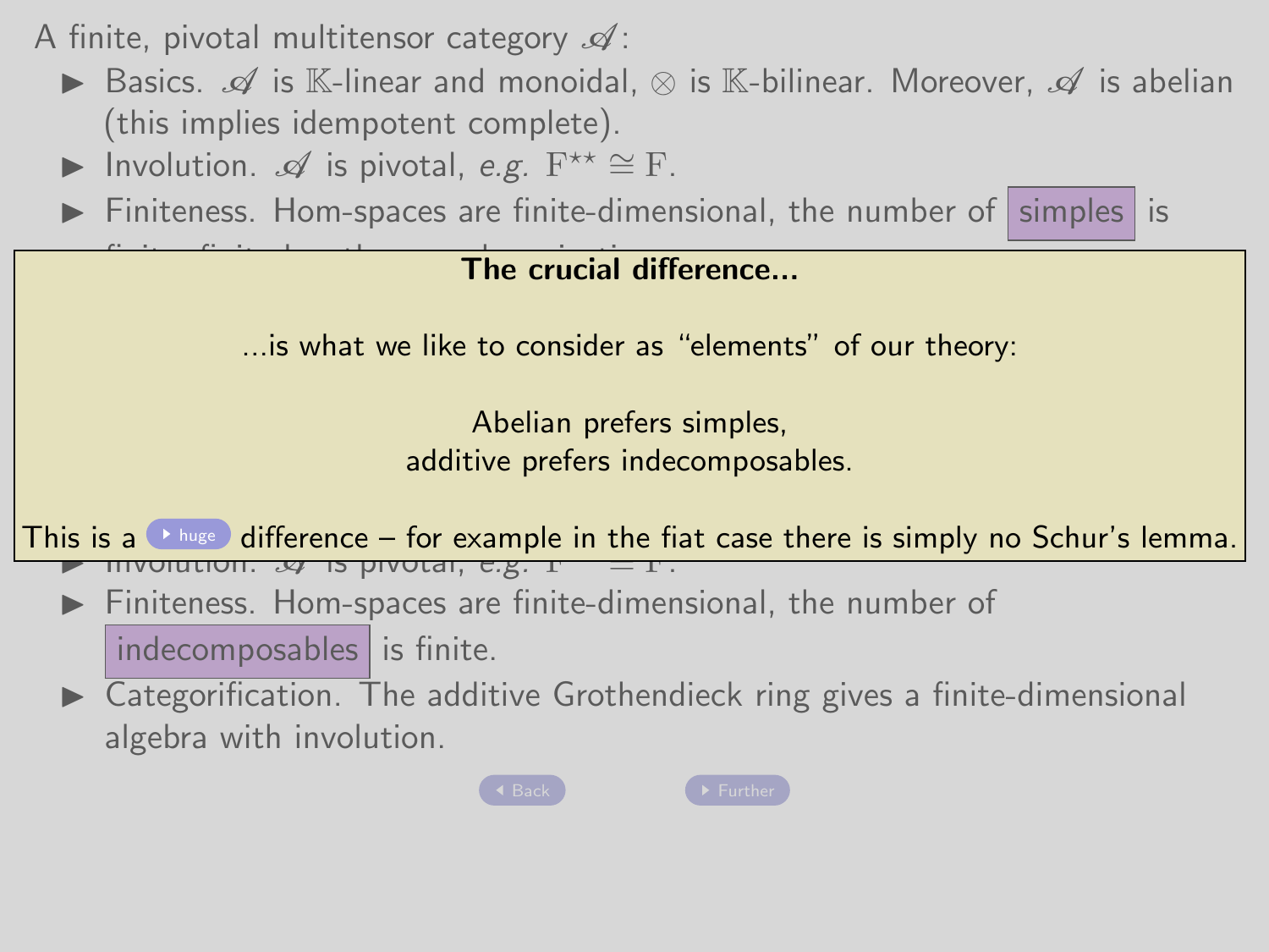A finite, pivotal multitensor category $\mathscr{A}$:

- Basics. $\mathscr{A}$ is $\mathbb{K}$-linear and monoidal, $\otimes$ is $\mathbb{K}$-bilinear. Moreover, $\mathscr{A}$ is abelian (this implies idempotent complete).
- Involution. $\mathscr{A}$ is pivotal, *e.g.* $\mathrm{F}^{\star\star} \cong \mathrm{F}$.
- Finiteness. Hom-spaces are finite-dimensional, the number of simples is

**The crucial difference...**

...is what we like to consider as "elements" of our theory:

Abelian prefers simples,
additive prefers indecomposables.

This is a huge difference – for example in the fiat case there is simply no Schur's lemma.

- Involution. $\mathscr{A}$ is pivotal, e.g. $\mathrm{F}^{\star\star} \cong \mathrm{F}$.
- Finiteness. Hom-spaces are finite-dimensional, the number of indecomposables is finite.
- Categorification. The additive Grothendieck ring gives a finite-dimensional algebra with involution.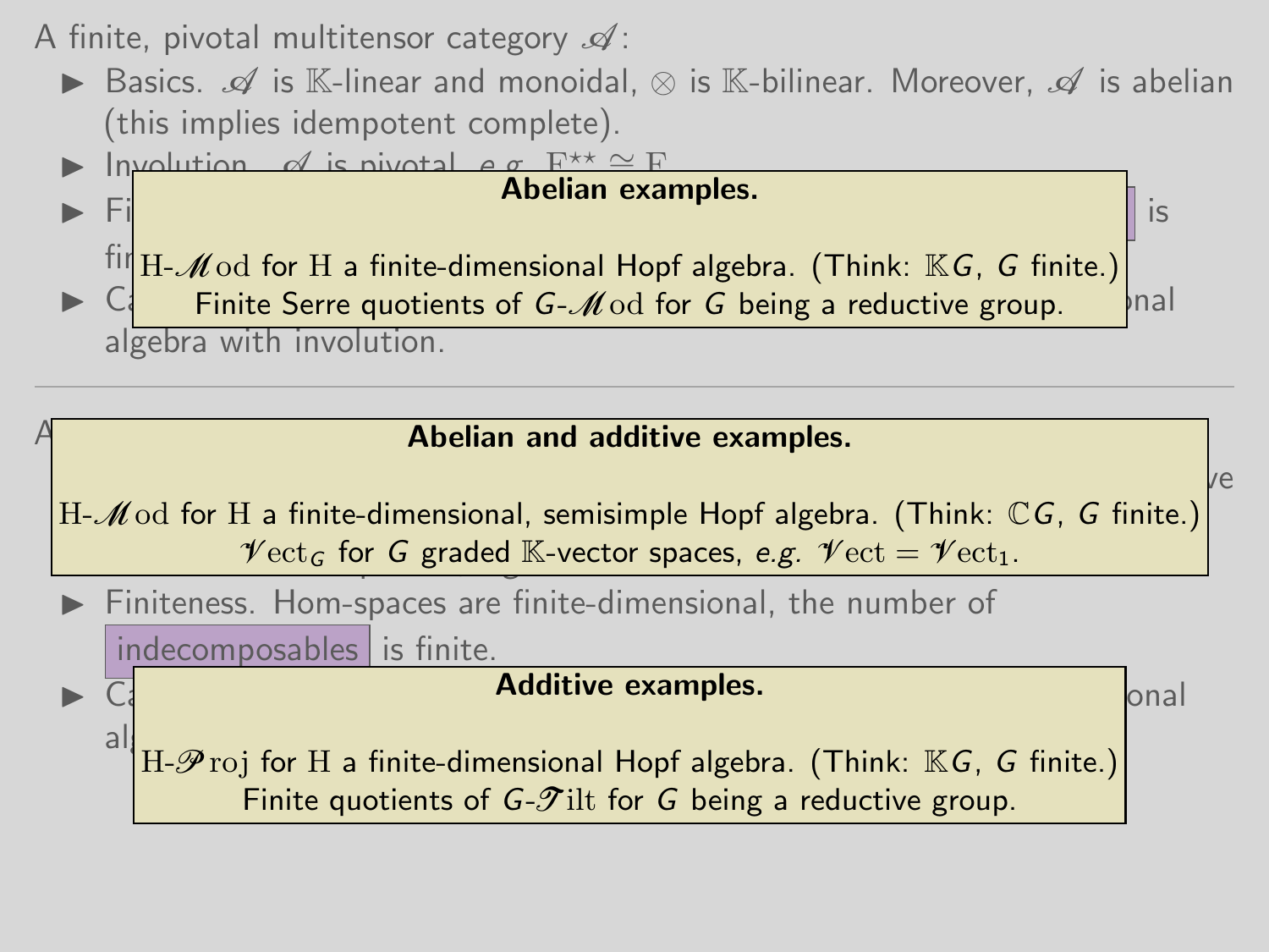A finite, pivotal multitensor category $\mathscr{A}$:

- Basics. $\mathscr{A}$ is $\mathbb{K}$-linear and monoidal, $\otimes$ is $\mathbb{K}$-bilinear. Moreover, $\mathscr{A}$ is abelian (this implies idempotent complete).
- Involution. $\mathscr{A}$ is pivotal, e.g. $\mathrm{F}^{\star\star} \cong \mathrm{F}$.
- Fi... is fi...
- Ca... onal algebra with involution.

**Abelian examples.**

$\mathrm{H}$-$\mathscr{M}\mathrm{od}$ for $\mathrm{H}$ a finite-dimensional Hopf algebra. (Think: $\mathbb{K}G$, $G$ finite.)
Finite Serre quotients of $G$-$\mathscr{M}\mathrm{od}$ for $G$ being a reductive group.

---

A...

**Abelian and additive examples.**

$\mathrm{H}$-$\mathscr{M}\mathrm{od}$ for $\mathrm{H}$ a finite-dimensional, semisimple Hopf algebra. (Think: $\mathbb{C}G$, $G$ finite.)
$\mathscr{V}\mathrm{ect}_G$ for $G$ graded $\mathbb{K}$-vector spaces, e.g. $\mathscr{V}\mathrm{ect} = \mathscr{V}\mathrm{ect}_1$.

- Finiteness. Hom-spaces are finite-dimensional, the number of indecomposables is finite.
- Ca... onal al...

**Additive examples.**

$\mathrm{H}$-$\mathscr{P}\mathrm{roj}$ for $\mathrm{H}$ a finite-dimensional Hopf algebra. (Think: $\mathbb{K}G$, $G$ finite.)
Finite quotients of $G$-$\mathscr{T}\mathrm{ilt}$ for $G$ being a reductive group.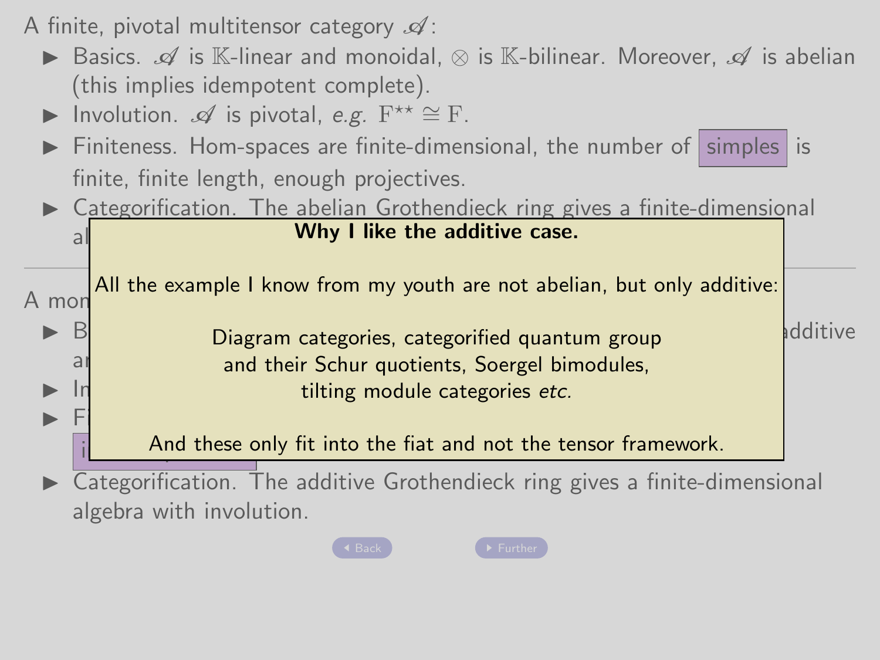A finite, pivotal multitensor category $\mathscr{A}$:

- Basics. $\mathscr{A}$ is $\mathbb{K}$-linear and monoidal, $\otimes$ is $\mathbb{K}$-bilinear. Moreover, $\mathscr{A}$ is abelian (this implies idempotent complete).
- Involution. $\mathscr{A}$ is pivotal, *e.g.* $\mathrm{F}^{\star\star} \cong \mathrm{F}$.
- Finiteness. Hom-spaces are finite-dimensional, the number of simples is finite, finite length, enough projectives.
- Categorification. The abelian Grothendieck ring gives a finite-dimensional al

---

A mon

- B additive ar
- In
- Fi
  i
- Categorification. The additive Grothendieck ring gives a finite-dimensional algebra with involution.

**Why I like the additive case.**

All the example I know from my youth are not abelian, but only additive:

Diagram categories, categorified quantum group
and their Schur quotients, Soergel bimodules,
tilting module categories *etc.*

And these only fit into the fiat and not the tensor framework.

Back Further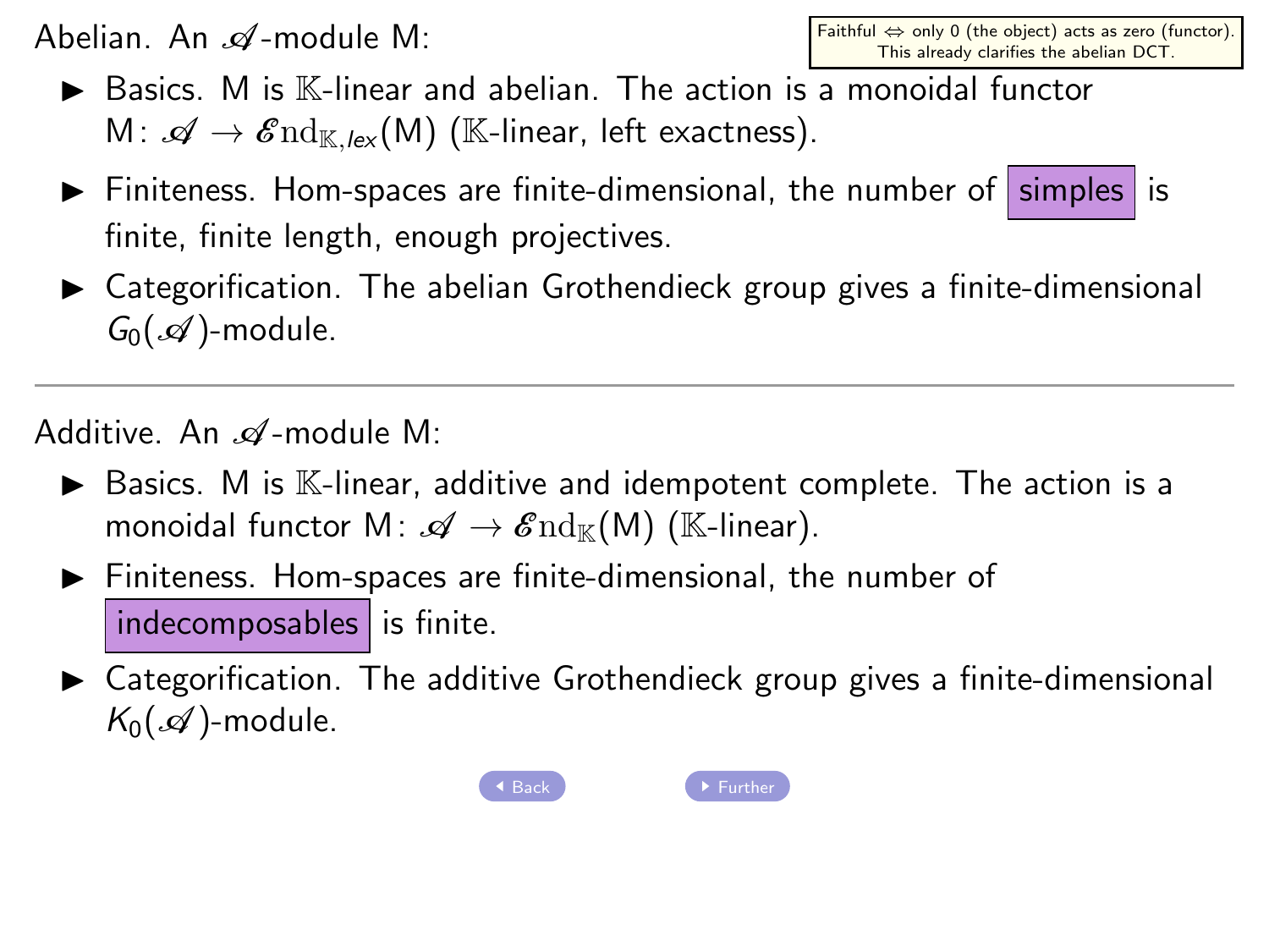Faithful ⇔ only 0 (the object) acts as zero (functor). This already clarifies the abelian DCT.

Abelian. An $\mathscr{A}$-module M:

- Basics. M is $\mathbb{K}$-linear and abelian. The action is a monoidal functor $\mathrm{M}\colon \mathscr{A} \to \mathscr{E}\mathrm{nd}_{\mathbb{K},lex}(\mathrm{M})$ ($\mathbb{K}$-linear, left exactness).
- Finiteness. Hom-spaces are finite-dimensional, the number of simples is finite, finite length, enough projectives.
- Categorification. The abelian Grothendieck group gives a finite-dimensional $G_0(\mathscr{A})$-module.

---

Additive. An $\mathscr{A}$-module M:

- Basics. M is $\mathbb{K}$-linear, additive and idempotent complete. The action is a monoidal functor $\mathrm{M}\colon \mathscr{A} \to \mathscr{E}\mathrm{nd}_{\mathbb{K}}(\mathrm{M})$ ($\mathbb{K}$-linear).
- Finiteness. Hom-spaces are finite-dimensional, the number of indecomposables is finite.
- Categorification. The additive Grothendieck group gives a finite-dimensional $K_0(\mathscr{A})$-module.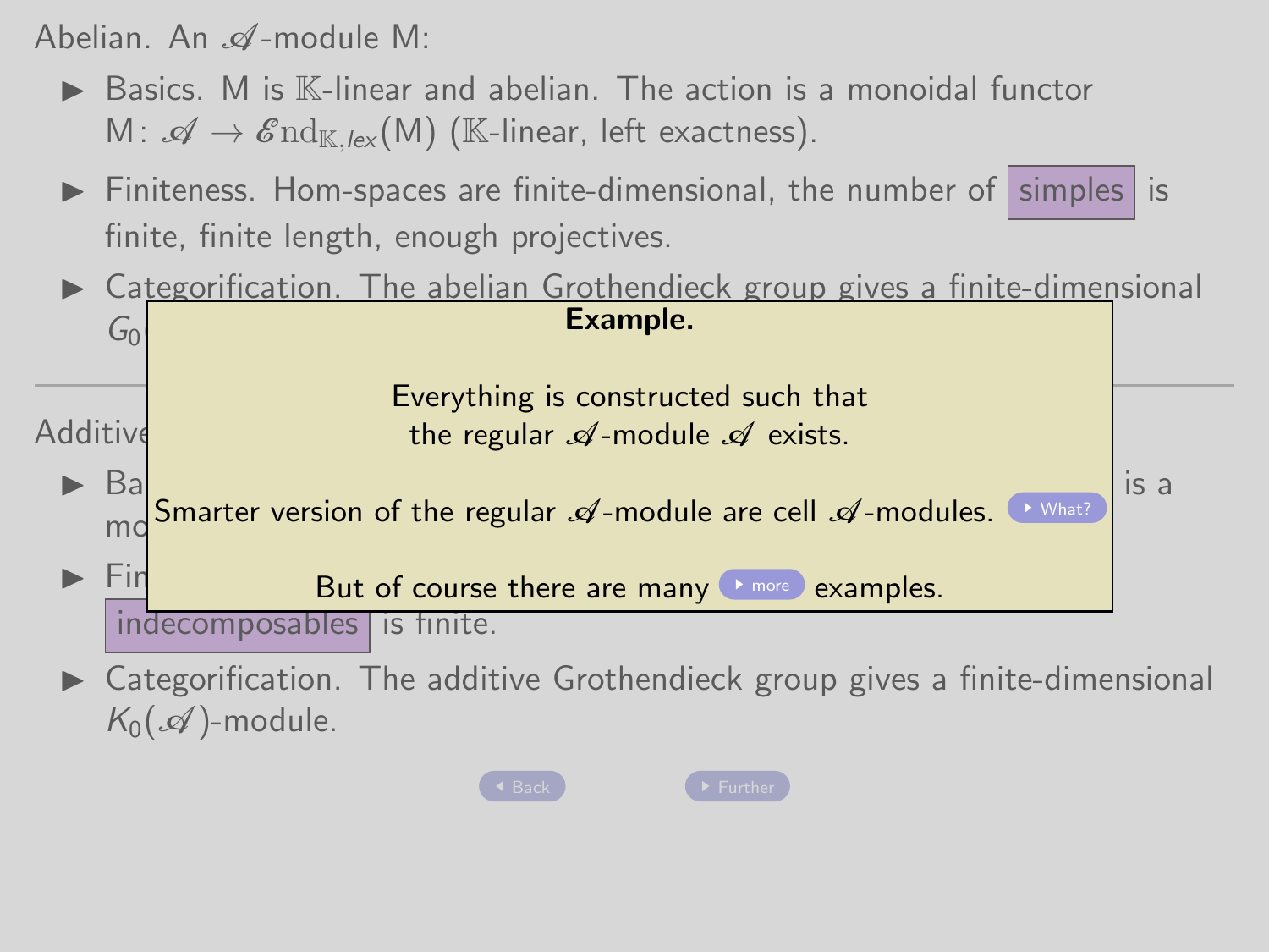Abelian. An $\mathscr{A}$-module M:

- Basics. M is $\mathbb{K}$-linear and abelian. The action is a monoidal functor M: $\mathscr{A} \to \mathscr{E}\mathrm{nd}_{\mathbb{K},lex}(\mathrm{M})$ ($\mathbb{K}$-linear, left exactness).
- Finiteness. Hom-spaces are finite-dimensional, the number of simples is finite, finite length, enough projectives.
- Categorification. The abelian Grothendieck group gives a finite-dimensional $G_0$

**Example.**

Everything is constructed such that
the regular $\mathscr{A}$-module $\mathscr{A}$ exists.

Smarter version of the regular $\mathscr{A}$-module are cell $\mathscr{A}$-modules. What?

But of course there are many more examples.

Additive

- Ba ... is a mo
- Fin ... indecomposables is finite.
- Categorification. The additive Grothendieck group gives a finite-dimensional $K_0(\mathscr{A})$-module.

Back Further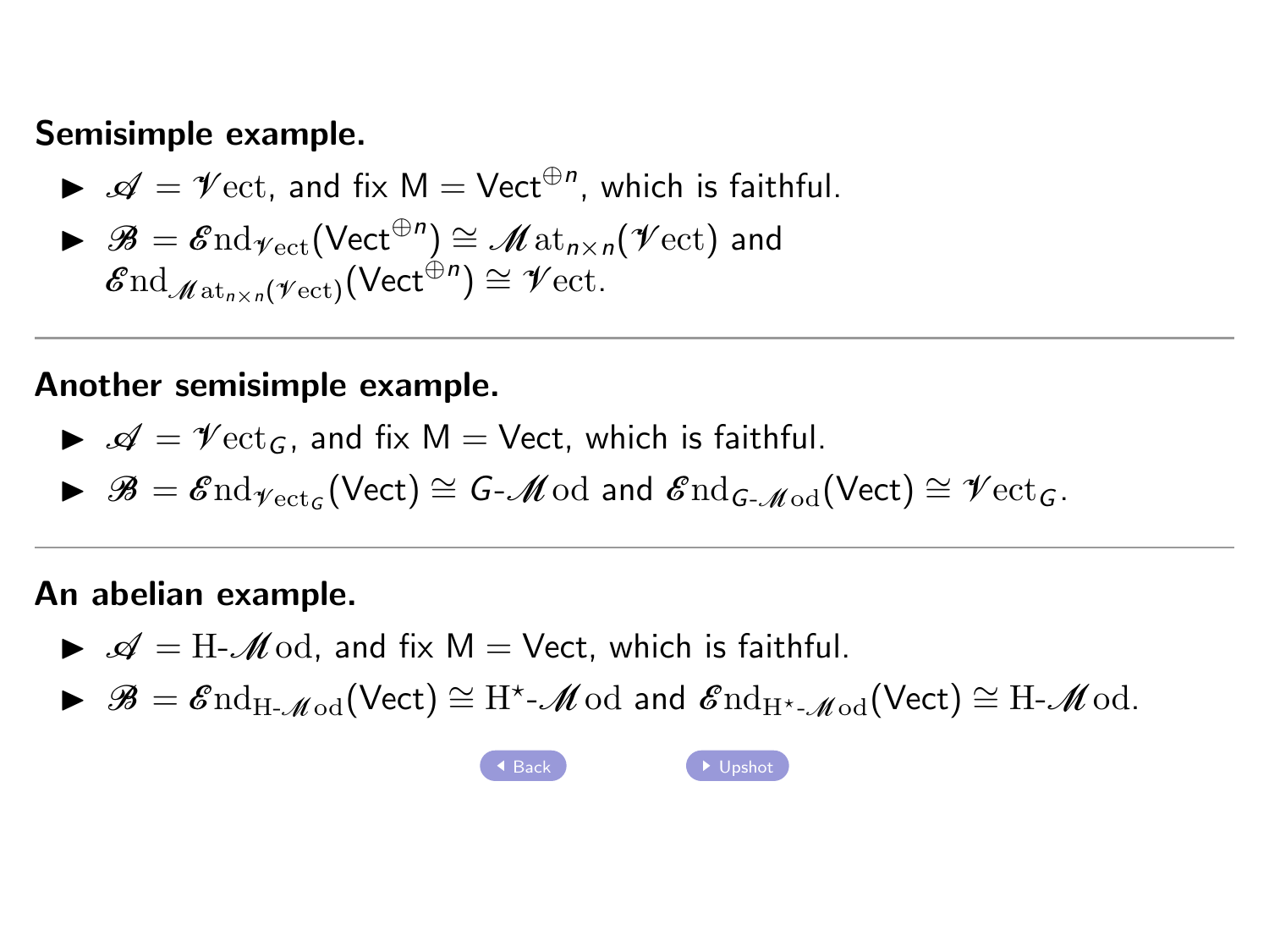**Semisimple example.**

- $\mathscr{A} = \mathscr{V}\mathrm{ect}$, and fix $\mathsf{M} = \mathsf{Vect}^{\oplus n}$, which is faithful.
- $\mathscr{B} = \mathscr{E}\mathrm{nd}_{\mathscr{V}\mathrm{ect}}(\mathsf{Vect}^{\oplus n}) \cong \mathscr{M}\mathrm{at}_{n\times n}(\mathscr{V}\mathrm{ect})$ and $\mathscr{E}\mathrm{nd}_{\mathscr{M}\mathrm{at}_{n\times n}(\mathscr{V}\mathrm{ect})}(\mathsf{Vect}^{\oplus n}) \cong \mathscr{V}\mathrm{ect}$.

---

**Another semisimple example.**

- $\mathscr{A} = \mathscr{V}\mathrm{ect}_G$, and fix $\mathsf{M} = \mathsf{Vect}$, which is faithful.
- $\mathscr{B} = \mathscr{E}\mathrm{nd}_{\mathscr{V}\mathrm{ect}_G}(\mathsf{Vect}) \cong G\text{-}\mathscr{M}\mathrm{od}$ and $\mathscr{E}\mathrm{nd}_{G\text{-}\mathscr{M}\mathrm{od}}(\mathsf{Vect}) \cong \mathscr{V}\mathrm{ect}_G$.

---

**An abelian example.**

- $\mathscr{A} = \mathrm{H}\text{-}\mathscr{M}\mathrm{od}$, and fix $\mathsf{M} = \mathsf{Vect}$, which is faithful.
- $\mathscr{B} = \mathscr{E}\mathrm{nd}_{\mathrm{H}\text{-}\mathscr{M}\mathrm{od}}(\mathsf{Vect}) \cong \mathrm{H}^{\star}\text{-}\mathscr{M}\mathrm{od}$ and $\mathscr{E}\mathrm{nd}_{\mathrm{H}^{\star}\text{-}\mathscr{M}\mathrm{od}}(\mathsf{Vect}) \cong \mathrm{H}\text{-}\mathscr{M}\mathrm{od}$.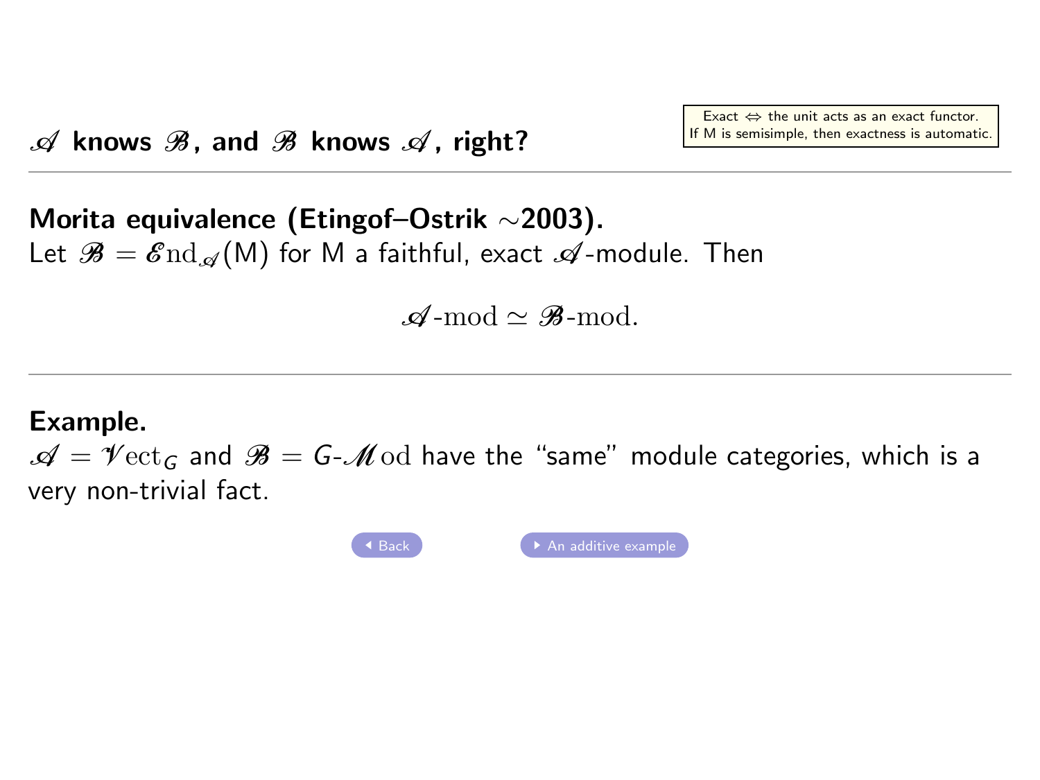## $\mathscr{A}$ knows $\mathscr{B}$, and $\mathscr{B}$ knows $\mathscr{A}$, right?

Exact $\Leftrightarrow$ the unit acts as an exact functor.
If M is semisimple, then exactness is automatic.

---

**Morita equivalence (Etingof–Ostrik ∼2003).**
Let $\mathscr{B} = \mathscr{E}\mathrm{nd}_{\mathscr{A}}(\mathsf{M})$ for M a faithful, exact $\mathscr{A}$-module. Then

$$\mathscr{A}\text{-mod} \simeq \mathscr{B}\text{-mod}.$$

---

**Example.**
$\mathscr{A} = \mathscr{V}\mathrm{ect}_G$ and $\mathscr{B} = G\text{-}\mathscr{M}\mathrm{od}$ have the "same" module categories, which is a very non-trivial fact.

Back | An additive example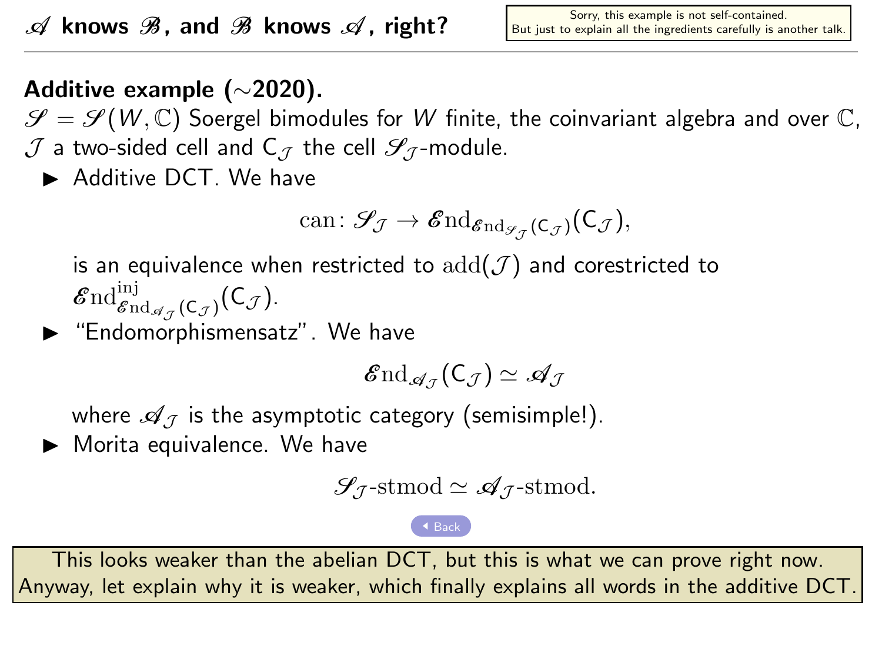# $\mathscr{A}$ knows $\mathscr{B}$, and $\mathscr{B}$ knows $\mathscr{A}$, right?

Sorry, this example is not self-contained.
But just to explain all the ingredients carefully is another talk.

**Additive example (∼2020).**

$\mathscr{S} = \mathscr{S}(W, \mathbb{C})$ Soergel bimodules for $W$ finite, the coinvariant algebra and over $\mathbb{C}$, $\mathcal{J}$ a two-sided cell and $\mathsf{C}_{\mathcal{J}}$ the cell $\mathscr{S}_{\mathcal{J}}$-module.

- Additive DCT. We have

$$\mathrm{can}\colon \mathscr{S}_{\mathcal{J}} \to \mathscr{E}\mathrm{nd}_{\mathscr{E}\mathrm{nd}_{\mathscr{S}_{\mathcal{J}}}(\mathsf{C}_{\mathcal{J}})}(\mathsf{C}_{\mathcal{J}}),$$

  is an equivalence when restricted to $\mathrm{add}(\mathcal{J})$ and corestricted to $\mathscr{E}\mathrm{nd}^{\mathrm{inj}}_{\mathscr{E}\mathrm{nd}_{\mathscr{A}_{\mathcal{J}}}(\mathsf{C}_{\mathcal{J}})}(\mathsf{C}_{\mathcal{J}})$.

- "Endomorphismensatz". We have

$$\mathscr{E}\mathrm{nd}_{\mathscr{A}_{\mathcal{J}}}(\mathsf{C}_{\mathcal{J}}) \simeq \mathscr{A}_{\mathcal{J}}$$

  where $\mathscr{A}_{\mathcal{J}}$ is the asymptotic category (semisimple!).

- Morita equivalence. We have

$$\mathscr{S}_{\mathcal{J}}\text{-stmod} \simeq \mathscr{A}_{\mathcal{J}}\text{-stmod}.$$

Back

This looks weaker than the abelian DCT, but this is what we can prove right now.
Anyway, let explain why it is weaker, which finally explains all words in the additive DCT.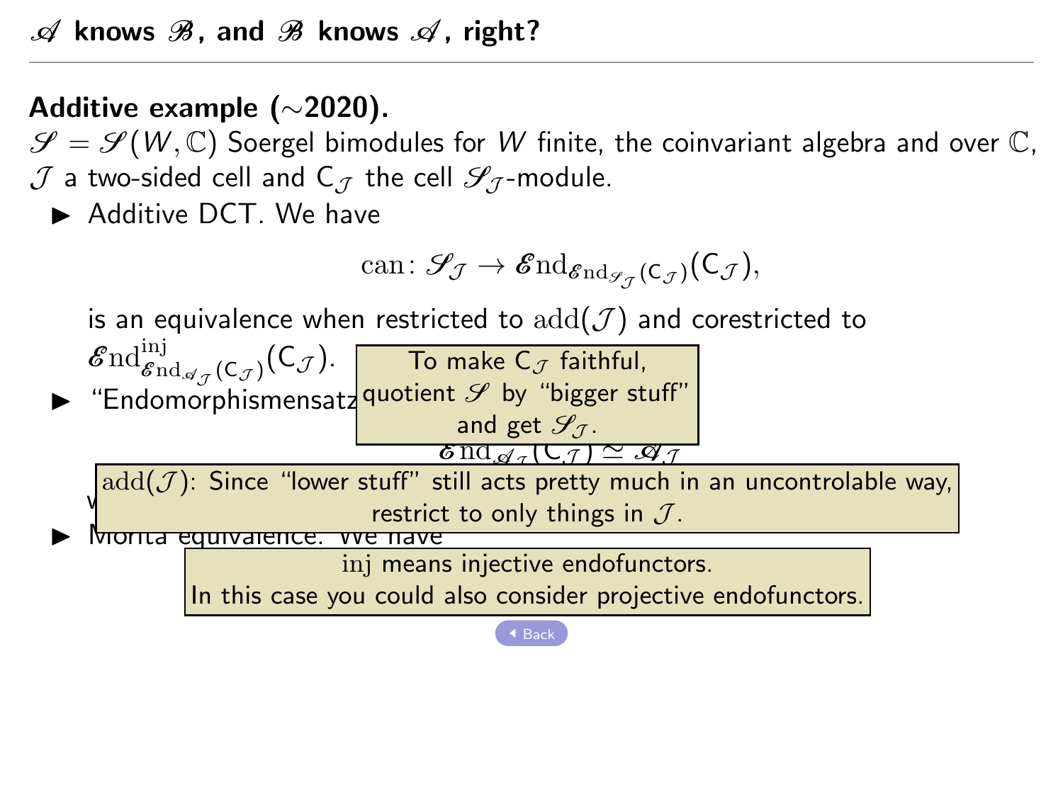## $\mathscr{A}$ knows $\mathscr{B}$, and $\mathscr{B}$ knows $\mathscr{A}$, right?

**Additive example (∼2020).**
$\mathscr{S} = \mathscr{S}(W, \mathbb{C})$ Soergel bimodules for $W$ finite, the coinvariant algebra and over $\mathbb{C}$, $\mathcal{J}$ a two-sided cell and $\mathsf{C}_{\mathcal{J}}$ the cell $\mathscr{S}_{\mathcal{J}}$-module.

- Additive DCT. We have

$$\mathrm{can}\colon \mathscr{S}_{\mathcal{J}} \to \mathscr{E}\mathrm{nd}_{\mathscr{E}\mathrm{nd}_{\mathscr{S}_{\mathcal{J}}}(\mathsf{C}_{\mathcal{J}})}(\mathsf{C}_{\mathcal{J}}),$$

is an equivalence when restricted to $\mathrm{add}(\mathcal{J})$ and corestricted to $\mathscr{E}\mathrm{nd}^{\mathrm{inj}}_{\mathscr{E}\mathrm{nd}_{\mathscr{A}_{\mathcal{J}}}(\mathsf{C}_{\mathcal{J}})}(\mathsf{C}_{\mathcal{J}})$.

- “Endomorphismensatz

$$\mathscr{E}\mathrm{nd}_{\mathscr{A}_{\mathcal{J}}}(\mathsf{C}_{\mathcal{J}}) \simeq \mathscr{A}_{\mathcal{J}}$$

w

- Morita equivalence. We have

To make $\mathsf{C}_{\mathcal{J}}$ faithful, quotient $\mathscr{S}$ by “bigger stuff” and get $\mathscr{S}_{\mathcal{J}}$.

$\mathrm{add}(\mathcal{J})$: Since “lower stuff” still acts pretty much in an uncontrolable way, restrict to only things in $\mathcal{J}$.

$\mathrm{inj}$ means injective endofunctors.
In this case you could also consider projective endofunctors.

Back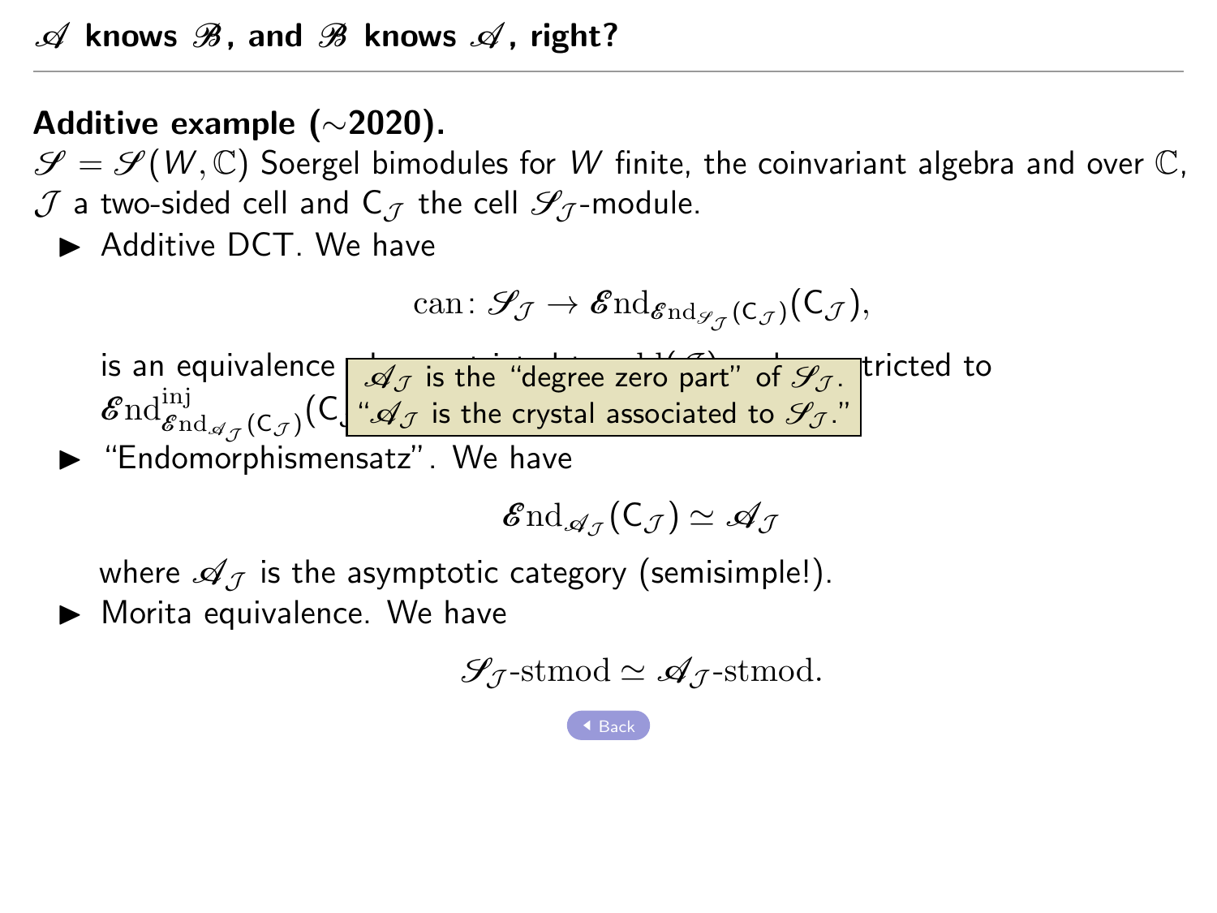## $\mathscr{A}$ knows $\mathscr{B}$, and $\mathscr{B}$ knows $\mathscr{A}$, right?

**Additive example (∼2020).**

$\mathscr{S} = \mathscr{S}(W, \mathbb{C})$ Soergel bimodules for $W$ finite, the coinvariant algebra and over $\mathbb{C}$, $\mathcal{J}$ a two-sided cell and $\mathsf{C}_{\mathcal{J}}$ the cell $\mathscr{S}_{\mathcal{J}}$-module.

- Additive DCT. We have

$$\mathrm{can}\colon \mathscr{S}_{\mathcal{J}} \to \mathscr{E}\mathrm{nd}_{\mathscr{E}\mathrm{nd}_{\mathscr{S}_{\mathcal{J}}}(\mathsf{C}_{\mathcal{J}})}(\mathsf{C}_{\mathcal{J}}),$$

is an equivalence [...] tricted to $\mathscr{E}\mathrm{nd}^{\mathrm{inj}}_{\mathscr{E}\mathrm{nd}_{\mathscr{A}_{\mathcal{J}}}(\mathsf{C}_{\mathcal{J}})}(\mathsf{C}$[...]

$\mathscr{A}_{\mathcal{J}}$ is the "degree zero part" of $\mathscr{S}_{\mathcal{J}}$.
"$\mathscr{A}_{\mathcal{J}}$ is the crystal associated to $\mathscr{S}_{\mathcal{J}}$."

- "Endomorphismensatz". We have

$$\mathscr{E}\mathrm{nd}_{\mathscr{A}_{\mathcal{J}}}(\mathsf{C}_{\mathcal{J}}) \simeq \mathscr{A}_{\mathcal{J}}$$

where $\mathscr{A}_{\mathcal{J}}$ is the asymptotic category (semisimple!).

- Morita equivalence. We have

$$\mathscr{S}_{\mathcal{J}}\text{-stmod} \simeq \mathscr{A}_{\mathcal{J}}\text{-stmod}.$$

Back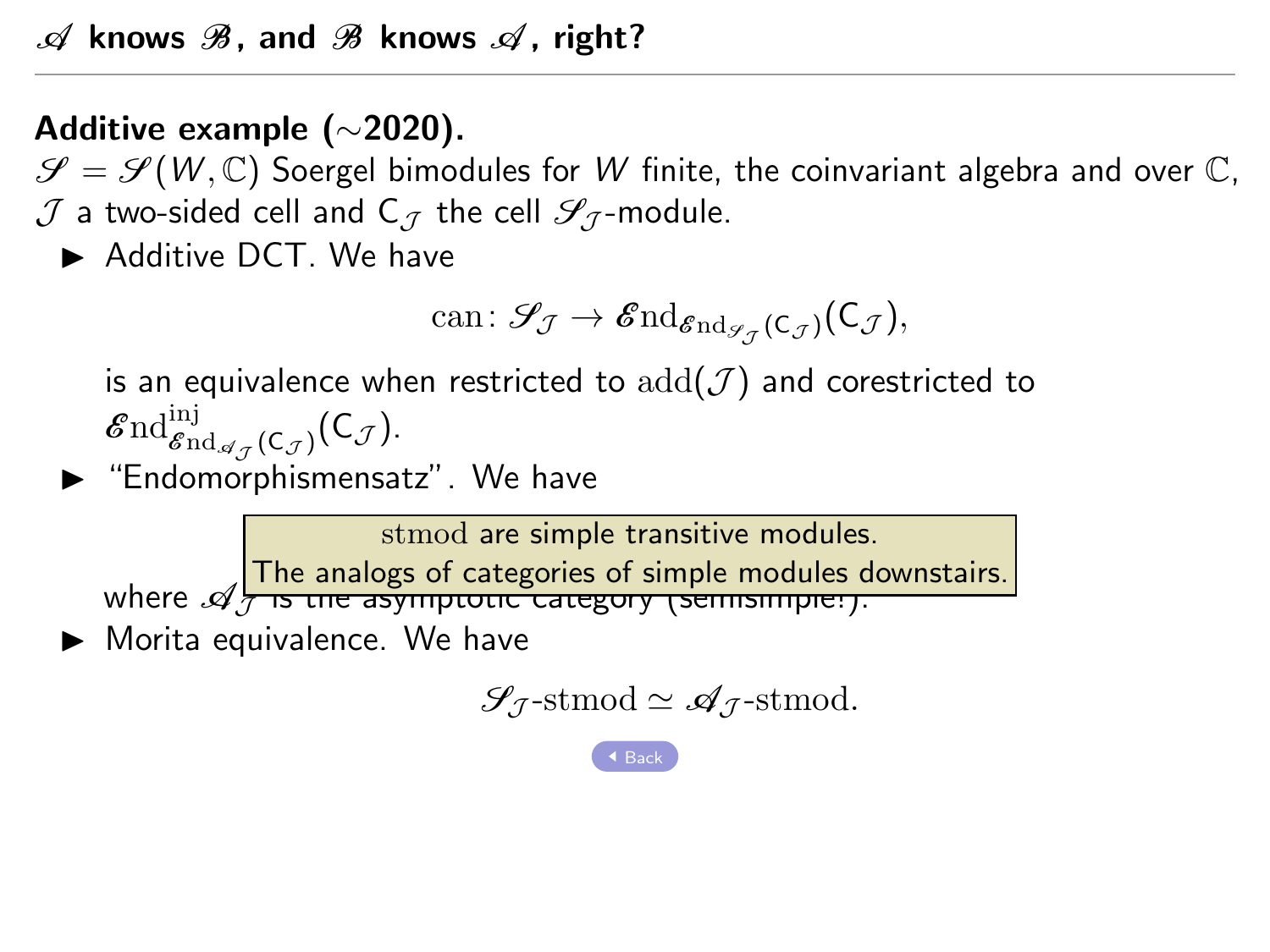## $\mathscr{A}$ knows $\mathscr{B}$, and $\mathscr{B}$ knows $\mathscr{A}$, right?

**Additive example (∼2020).**

$\mathscr{S} = \mathscr{S}(W, \mathbb{C})$ Soergel bimodules for $W$ finite, the coinvariant algebra and over $\mathbb{C}$, $\mathcal{J}$ a two-sided cell and $\mathsf{C}_{\mathcal{J}}$ the cell $\mathscr{S}_{\mathcal{J}}$-module.

- Additive DCT. We have

$$\mathrm{can}\colon \mathscr{S}_{\mathcal{J}} \to \mathscr{E}\mathrm{nd}_{\mathscr{E}\mathrm{nd}_{\mathscr{S}_{\mathcal{J}}}(\mathsf{C}_{\mathcal{J}})}(\mathsf{C}_{\mathcal{J}}),$$

is an equivalence when restricted to $\mathrm{add}(\mathcal{J})$ and corestricted to $\mathscr{E}\mathrm{nd}^{\mathrm{inj}}_{\mathscr{E}\mathrm{nd}_{\mathscr{A}_{\mathcal{J}}}(\mathsf{C}_{\mathcal{J}})}(\mathsf{C}_{\mathcal{J}})$.

- "Endomorphismensatz". We have

$\mathrm{stmod}$ are simple transitive modules.
The analogs of categories of simple modules downstairs.

where $\mathscr{A}_{\mathcal{J}}$ is the asymptotic category (semisimple!).

- Morita equivalence. We have

$$\mathscr{S}_{\mathcal{J}}\text{-stmod} \simeq \mathscr{A}_{\mathcal{J}}\text{-stmod}.$$